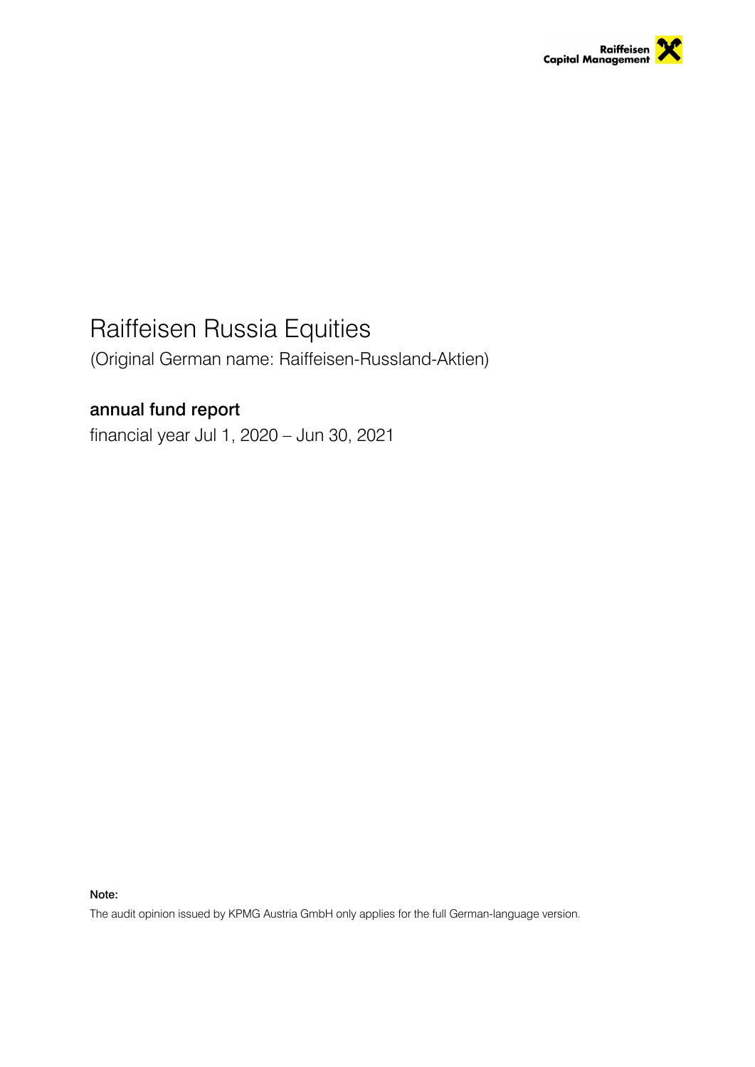Raiffeisen Capital Management

# Raiffeisen Russia Equities

(Original German name: Raiffeisen-Russland-Aktien)

## annual fund report

financial year Jul 1, 2020 – Jun 30, 2021

**Note:**

The audit opinion issued by KPMG Austria GmbH only applies for the full German-language version.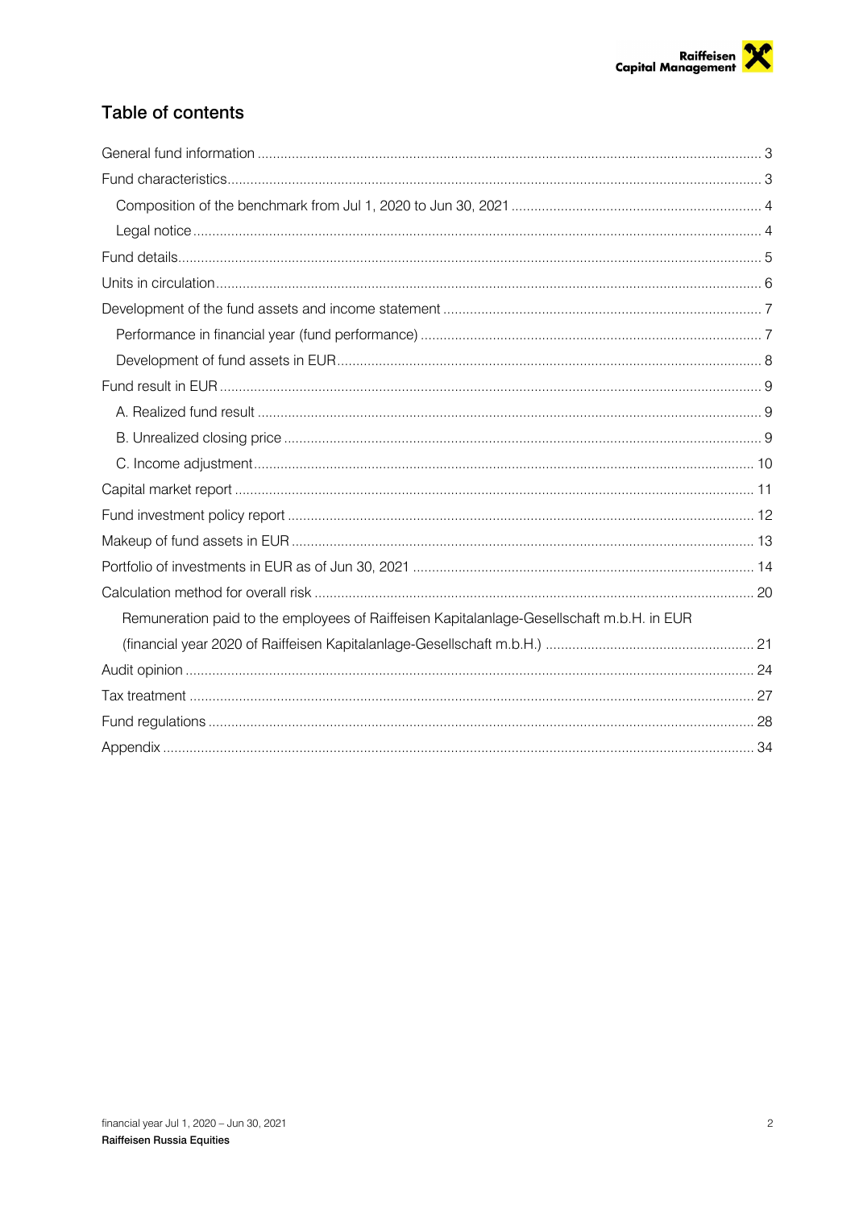## Table of contents

General fund information .......... 3

Fund characteristics .......... 3

- Composition of the benchmark from Jul 1, 2020 to Jun 30, 2021 .......... 4
- Legal notice .......... 4

Fund details .......... 5

Units in circulation .......... 6

Development of the fund assets and income statement .......... 7

- Performance in financial year (fund performance) .......... 7
- Development of fund assets in EUR .......... 8

Fund result in EUR .......... 9

- A. Realized fund result .......... 9
- B. Unrealized closing price .......... 9
- C. Income adjustment .......... 10

Capital market report .......... 11

Fund investment policy report .......... 12

Makeup of fund assets in EUR .......... 13

Portfolio of investments in EUR as of Jun 30, 2021 .......... 14

Calculation method for overall risk .......... 20

- Remuneration paid to the employees of Raiffeisen Kapitalanlage-Gesellschaft m.b.H. in EUR (financial year 2020 of Raiffeisen Kapitalanlage-Gesellschaft m.b.H.) .......... 21

Audit opinion .......... 24

Tax treatment .......... 27

Fund regulations .......... 28

Appendix .......... 34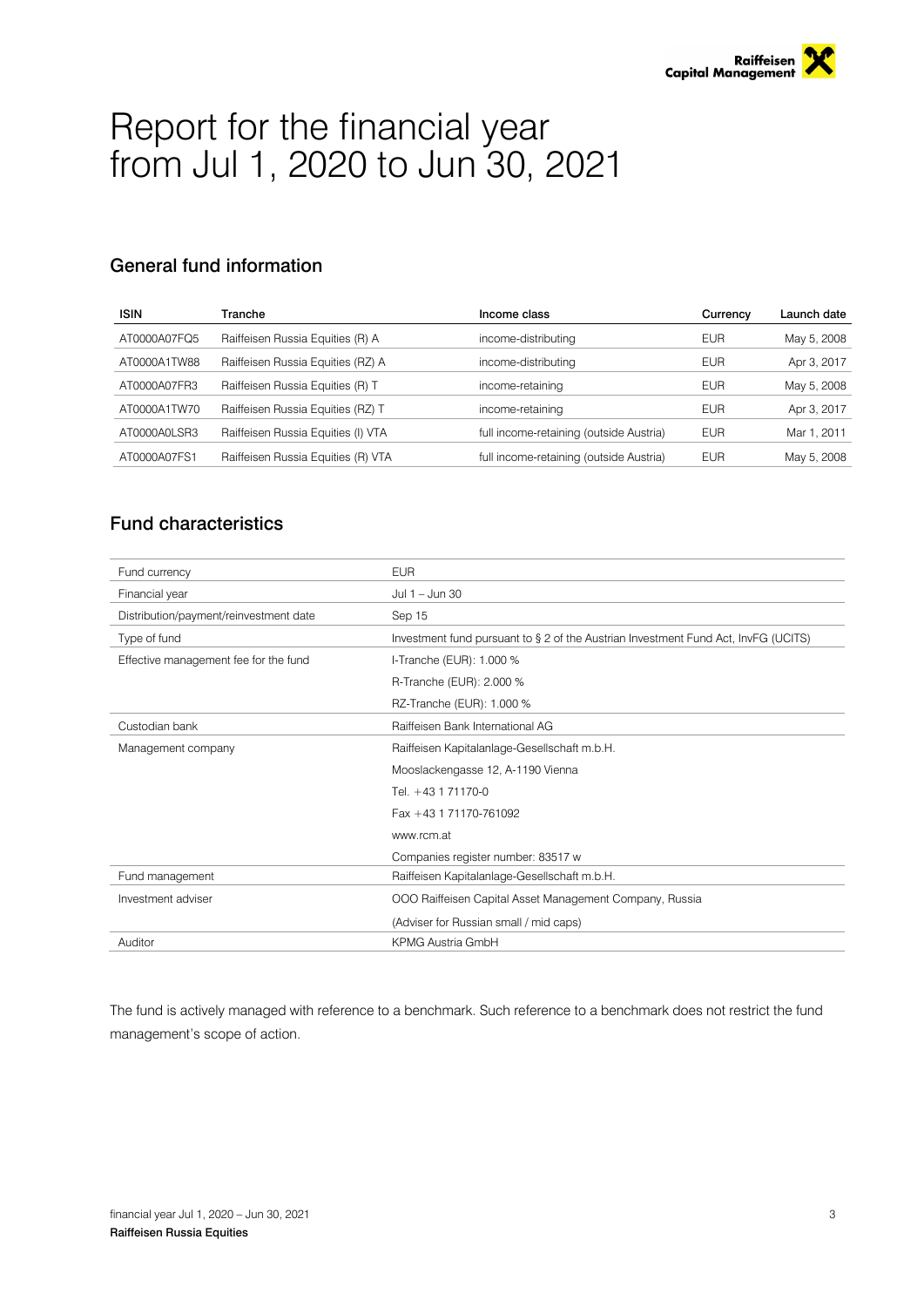# Report for the financial year from Jul 1, 2020 to Jun 30, 2021

## General fund information

| ISIN | Tranche | Income class | Currency | Launch date |
|---|---|---|---|---|
| AT0000A07FQ5 | Raiffeisen Russia Equities (R) A | income-distributing | EUR | May 5, 2008 |
| AT0000A1TW88 | Raiffeisen Russia Equities (RZ) A | income-distributing | EUR | Apr 3, 2017 |
| AT0000A07FR3 | Raiffeisen Russia Equities (R) T | income-retaining | EUR | May 5, 2008 |
| AT0000A1TW70 | Raiffeisen Russia Equities (RZ) T | income-retaining | EUR | Apr 3, 2017 |
| AT0000A0LSR3 | Raiffeisen Russia Equities (I) VTA | full income-retaining (outside Austria) | EUR | Mar 1, 2011 |
| AT0000A07FS1 | Raiffeisen Russia Equities (R) VTA | full income-retaining (outside Austria) | EUR | May 5, 2008 |

## Fund characteristics

| | |
|---|---|
| Fund currency | EUR |
| Financial year | Jul 1 – Jun 30 |
| Distribution/payment/reinvestment date | Sep 15 |
| Type of fund | Investment fund pursuant to § 2 of the Austrian Investment Fund Act, InvFG (UCITS) |
| Effective management fee for the fund | I-Tranche (EUR): 1.000 % |
| | R-Tranche (EUR): 2.000 % |
| | RZ-Tranche (EUR): 1.000 % |
| Custodian bank | Raiffeisen Bank International AG |
| Management company | Raiffeisen Kapitalanlage-Gesellschaft m.b.H. |
| | Mooslackengasse 12, A-1190 Vienna |
| | Tel. +43 1 71170-0 |
| | Fax +43 1 71170-761092 |
| | www.rcm.at |
| | Companies register number: 83517 w |
| Fund management | Raiffeisen Kapitalanlage-Gesellschaft m.b.H. |
| Investment adviser | OOO Raiffeisen Capital Asset Management Company, Russia |
| | (Adviser for Russian small / mid caps) |
| Auditor | KPMG Austria GmbH |

The fund is actively managed with reference to a benchmark. Such reference to a benchmark does not restrict the fund management's scope of action.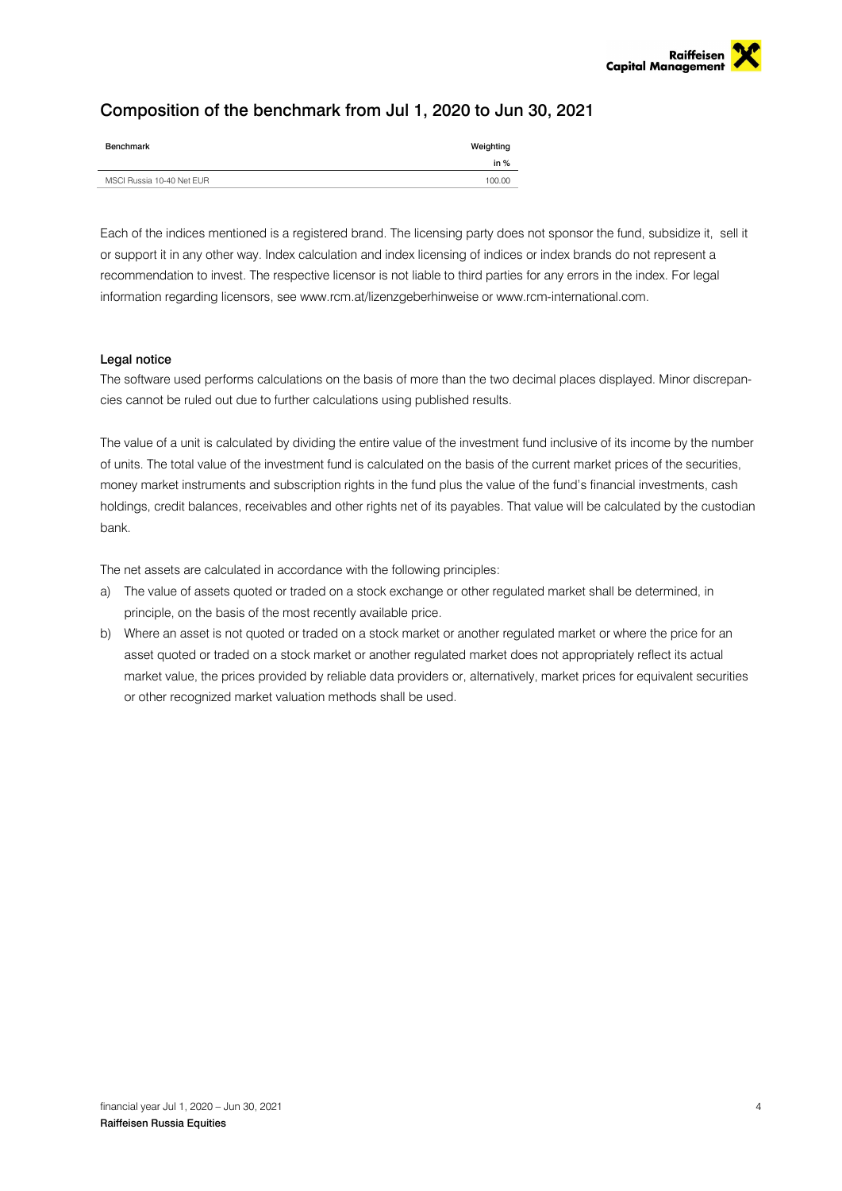## Composition of the benchmark from Jul 1, 2020 to Jun 30, 2021

| Benchmark | Weighting in % |
|---|---|
| MSCI Russia 10-40 Net EUR | 100.00 |

Each of the indices mentioned is a registered brand. The licensing party does not sponsor the fund, subsidize it, sell it or support it in any other way. Index calculation and index licensing of indices or index brands do not represent a recommendation to invest. The respective licensor is not liable to third parties for any errors in the index. For legal information regarding licensors, see www.rcm.at/lizenzgeberhinweise or www.rcm-international.com.

### Legal notice

The software used performs calculations on the basis of more than the two decimal places displayed. Minor discrepancies cannot be ruled out due to further calculations using published results.

The value of a unit is calculated by dividing the entire value of the investment fund inclusive of its income by the number of units. The total value of the investment fund is calculated on the basis of the current market prices of the securities, money market instruments and subscription rights in the fund plus the value of the fund's financial investments, cash holdings, credit balances, receivables and other rights net of its payables. That value will be calculated by the custodian bank.

The net assets are calculated in accordance with the following principles:

a) The value of assets quoted or traded on a stock exchange or other regulated market shall be determined, in principle, on the basis of the most recently available price.

b) Where an asset is not quoted or traded on a stock market or another regulated market or where the price for an asset quoted or traded on a stock market or another regulated market does not appropriately reflect its actual market value, the prices provided by reliable data providers or, alternatively, market prices for equivalent securities or other recognized market valuation methods shall be used.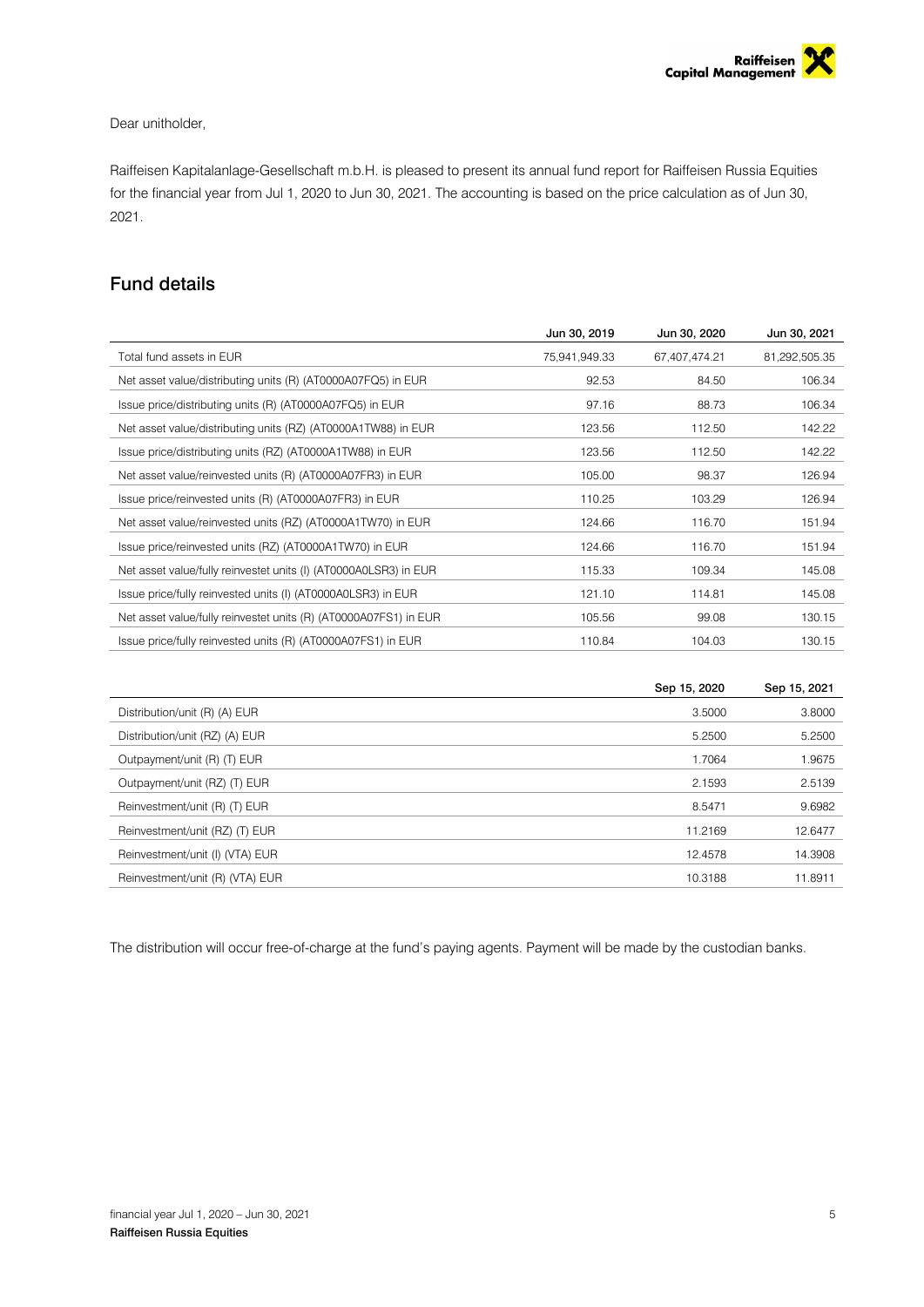Dear unitholder,

Raiffeisen Kapitalanlage-Gesellschaft m.b.H. is pleased to present its annual fund report for Raiffeisen Russia Equities for the financial year from Jul 1, 2020 to Jun 30, 2021. The accounting is based on the price calculation as of Jun 30, 2021.

## Fund details

| | Jun 30, 2019 | Jun 30, 2020 | Jun 30, 2021 |
|---|---|---|---|
| Total fund assets in EUR | 75,941,949.33 | 67,407,474.21 | 81,292,505.35 |
| Net asset value/distributing units (R) (AT0000A07FQ5) in EUR | 92.53 | 84.50 | 106.34 |
| Issue price/distributing units (R) (AT0000A07FQ5) in EUR | 97.16 | 88.73 | 106.34 |
| Net asset value/distributing units (RZ) (AT0000A1TW88) in EUR | 123.56 | 112.50 | 142.22 |
| Issue price/distributing units (RZ) (AT0000A1TW88) in EUR | 123.56 | 112.50 | 142.22 |
| Net asset value/reinvested units (R) (AT0000A07FR3) in EUR | 105.00 | 98.37 | 126.94 |
| Issue price/reinvested units (R) (AT0000A07FR3) in EUR | 110.25 | 103.29 | 126.94 |
| Net asset value/reinvested units (RZ) (AT0000A1TW70) in EUR | 124.66 | 116.70 | 151.94 |
| Issue price/reinvested units (RZ) (AT0000A1TW70) in EUR | 124.66 | 116.70 | 151.94 |
| Net asset value/fully reinvestet units (I) (AT0000A0LSR3) in EUR | 115.33 | 109.34 | 145.08 |
| Issue price/fully reinvested units (I) (AT0000A0LSR3) in EUR | 121.10 | 114.81 | 145.08 |
| Net asset value/fully reinvestet units (R) (AT0000A07FS1) in EUR | 105.56 | 99.08 | 130.15 |
| Issue price/fully reinvested units (R) (AT0000A07FS1) in EUR | 110.84 | 104.03 | 130.15 |

| | Sep 15, 2020 | Sep 15, 2021 |
|---|---|---|
| Distribution/unit (R) (A) EUR | 3.5000 | 3.8000 |
| Distribution/unit (RZ) (A) EUR | 5.2500 | 5.2500 |
| Outpayment/unit (R) (T) EUR | 1.7064 | 1.9675 |
| Outpayment/unit (RZ) (T) EUR | 2.1593 | 2.5139 |
| Reinvestment/unit (R) (T) EUR | 8.5471 | 9.6982 |
| Reinvestment/unit (RZ) (T) EUR | 11.2169 | 12.6477 |
| Reinvestment/unit (I) (VTA) EUR | 12.4578 | 14.3908 |
| Reinvestment/unit (R) (VTA) EUR | 10.3188 | 11.8911 |

The distribution will occur free-of-charge at the fund's paying agents. Payment will be made by the custodian banks.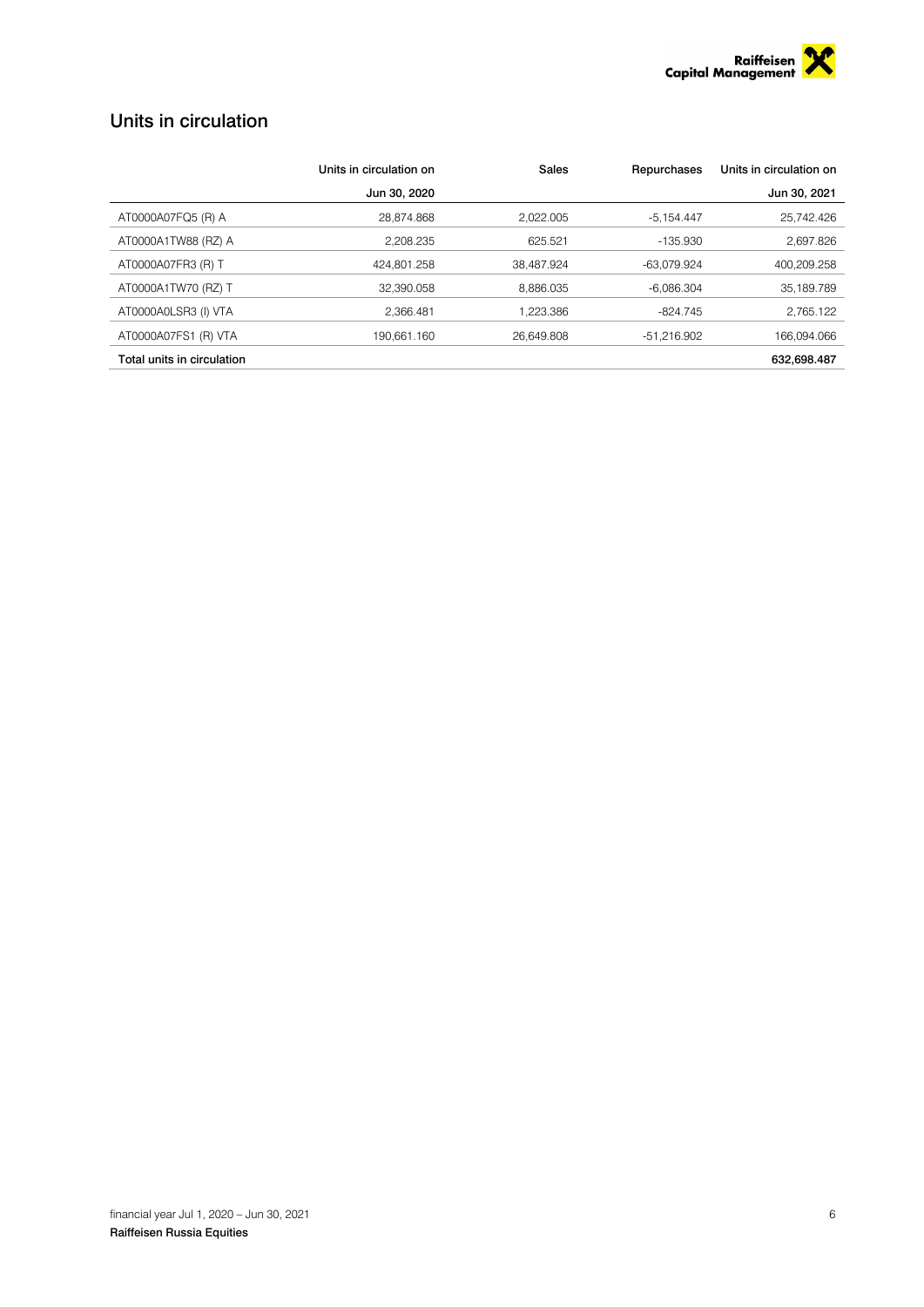## Units in circulation

| | Units in circulation on | Sales | Repurchases | Units in circulation on |
|---|---|---|---|---|
| | Jun 30, 2020 | | | Jun 30, 2021 |
| AT0000A07FQ5 (R) A | 28,874.868 | 2,022.005 | -5,154.447 | 25,742.426 |
| AT0000A1TW88 (RZ) A | 2,208.235 | 625.521 | -135.930 | 2,697.826 |
| AT0000A07FR3 (R) T | 424,801.258 | 38,487.924 | -63,079.924 | 400,209.258 |
| AT0000A1TW70 (RZ) T | 32,390.058 | 8,886.035 | -6,086.304 | 35,189.789 |
| AT0000A0LSR3 (I) VTA | 2,366.481 | 1,223.386 | -824.745 | 2,765.122 |
| AT0000A07FS1 (R) VTA | 190,661.160 | 26,649.808 | -51,216.902 | 166,094.066 |
| **Total units in circulation** | | | | **632,698.487** |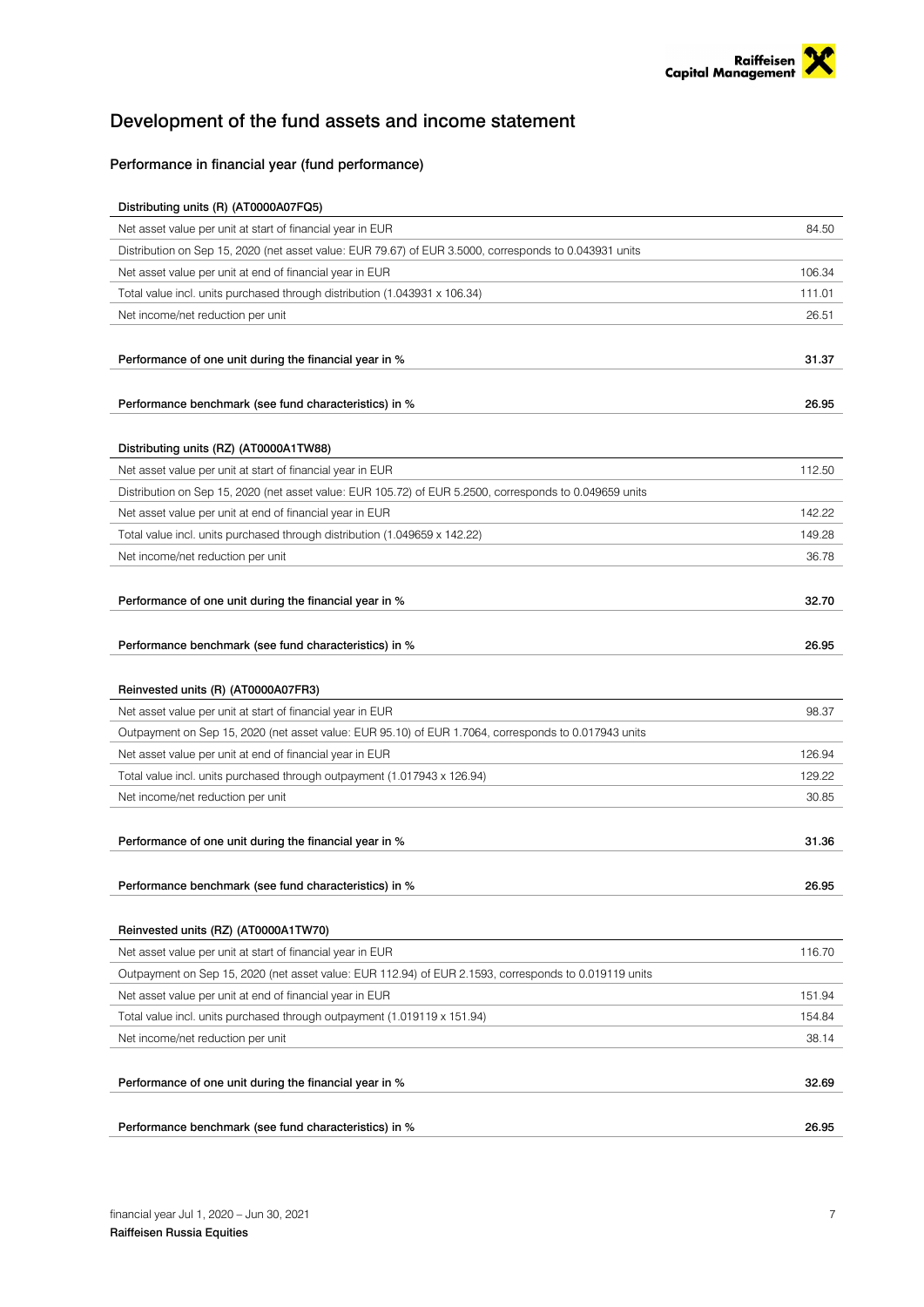# Development of the fund assets and income statement

## Performance in financial year (fund performance)

| Distributing units (R) (AT0000A07FQ5) | |
|---|---|
| Net asset value per unit at start of financial year in EUR | 84.50 |
| Distribution on Sep 15, 2020 (net asset value: EUR 79.67) of EUR 3.5000, corresponds to 0.043931 units | |
| Net asset value per unit at end of financial year in EUR | 106.34 |
| Total value incl. units purchased through distribution (1.043931 x 106.34) | 111.01 |
| Net income/net reduction per unit | 26.51 |
| **Performance of one unit during the financial year in %** | **31.37** |
| **Performance benchmark (see fund characteristics) in %** | **26.95** |

| Distributing units (RZ) (AT0000A1TW88) | |
|---|---|
| Net asset value per unit at start of financial year in EUR | 112.50 |
| Distribution on Sep 15, 2020 (net asset value: EUR 105.72) of EUR 5.2500, corresponds to 0.049659 units | |
| Net asset value per unit at end of financial year in EUR | 142.22 |
| Total value incl. units purchased through distribution (1.049659 x 142.22) | 149.28 |
| Net income/net reduction per unit | 36.78 |
| **Performance of one unit during the financial year in %** | **32.70** |
| **Performance benchmark (see fund characteristics) in %** | **26.95** |

| Reinvested units (R) (AT0000A07FR3) | |
|---|---|
| Net asset value per unit at start of financial year in EUR | 98.37 |
| Outpayment on Sep 15, 2020 (net asset value: EUR 95.10) of EUR 1.7064, corresponds to 0.017943 units | |
| Net asset value per unit at end of financial year in EUR | 126.94 |
| Total value incl. units purchased through outpayment (1.017943 x 126.94) | 129.22 |
| Net income/net reduction per unit | 30.85 |
| **Performance of one unit during the financial year in %** | **31.36** |
| **Performance benchmark (see fund characteristics) in %** | **26.95** |

| Reinvested units (RZ) (AT0000A1TW70) | |
|---|---|
| Net asset value per unit at start of financial year in EUR | 116.70 |
| Outpayment on Sep 15, 2020 (net asset value: EUR 112.94) of EUR 2.1593, corresponds to 0.019119 units | |
| Net asset value per unit at end of financial year in EUR | 151.94 |
| Total value incl. units purchased through outpayment (1.019119 x 151.94) | 154.84 |
| Net income/net reduction per unit | 38.14 |
| **Performance of one unit during the financial year in %** | **32.69** |
| **Performance benchmark (see fund characteristics) in %** | **26.95** |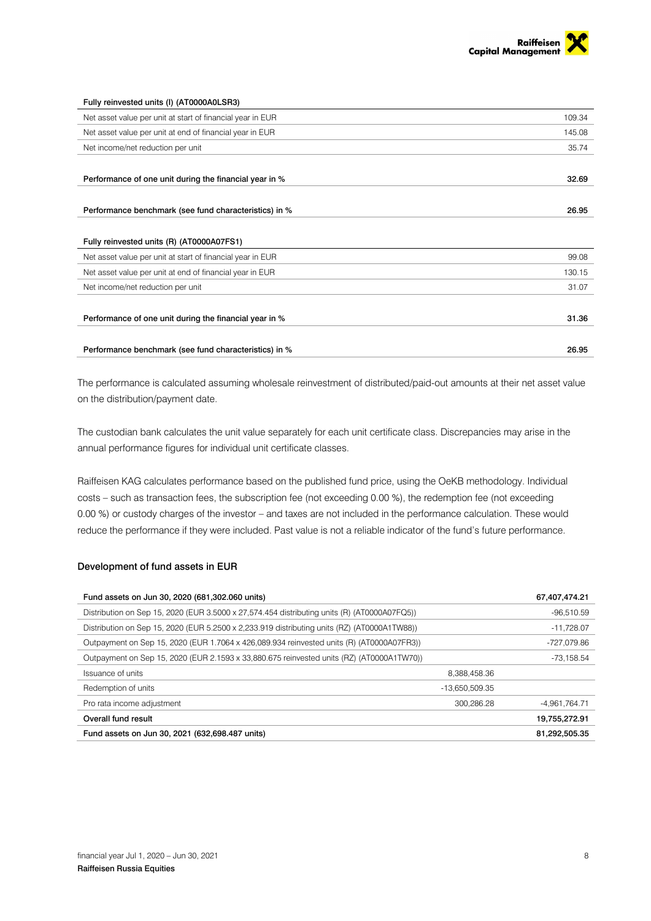| Fully reinvested units (I) (AT0000A0LSR3) | |
|---|---|
| Net asset value per unit at start of financial year in EUR | 109.34 |
| Net asset value per unit at end of financial year in EUR | 145.08 |
| Net income/net reduction per unit | 35.74 |
| **Performance of one unit during the financial year in %** | **32.69** |
| **Performance benchmark (see fund characteristics) in %** | **26.95** |

| Fully reinvested units (R) (AT0000A07FS1) | |
|---|---|
| Net asset value per unit at start of financial year in EUR | 99.08 |
| Net asset value per unit at end of financial year in EUR | 130.15 |
| Net income/net reduction per unit | 31.07 |
| **Performance of one unit during the financial year in %** | **31.36** |
| **Performance benchmark (see fund characteristics) in %** | **26.95** |

The performance is calculated assuming wholesale reinvestment of distributed/paid-out amounts at their net asset value on the distribution/payment date.

The custodian bank calculates the unit value separately for each unit certificate class. Discrepancies may arise in the annual performance figures for individual unit certificate classes.

Raiffeisen KAG calculates performance based on the published fund price, using the OeKB methodology. Individual costs – such as transaction fees, the subscription fee (not exceeding 0.00 %), the redemption fee (not exceeding 0.00 %) or custody charges of the investor – and taxes are not included in the performance calculation. These would reduce the performance if they were included. Past value is not a reliable indicator of the fund's future performance.

### Development of fund assets in EUR

| Fund assets on Jun 30, 2020 (681,302.060 units) | | 67,407,474.21 |
|---|---|---|
| Distribution on Sep 15, 2020 (EUR 3.5000 x 27,574.454 distributing units (R) (AT0000A07FQ5)) | | -96,510.59 |
| Distribution on Sep 15, 2020 (EUR 5.2500 x 2,233.919 distributing units (RZ) (AT0000A1TW88)) | | -11,728.07 |
| Outpayment on Sep 15, 2020 (EUR 1.7064 x 426,089.934 reinvested units (R) (AT0000A07FR3)) | | -727,079.86 |
| Outpayment on Sep 15, 2020 (EUR 2.1593 x 33,880.675 reinvested units (RZ) (AT0000A1TW70)) | | -73,158.54 |
| Issuance of units | 8,388,458.36 | |
| Redemption of units | -13,650,509.35 | |
| Pro rata income adjustment | 300,286.28 | -4,961,764.71 |
| **Overall fund result** | | **19,755,272.91** |
| **Fund assets on Jun 30, 2021 (632,698.487 units)** | | **81,292,505.35** |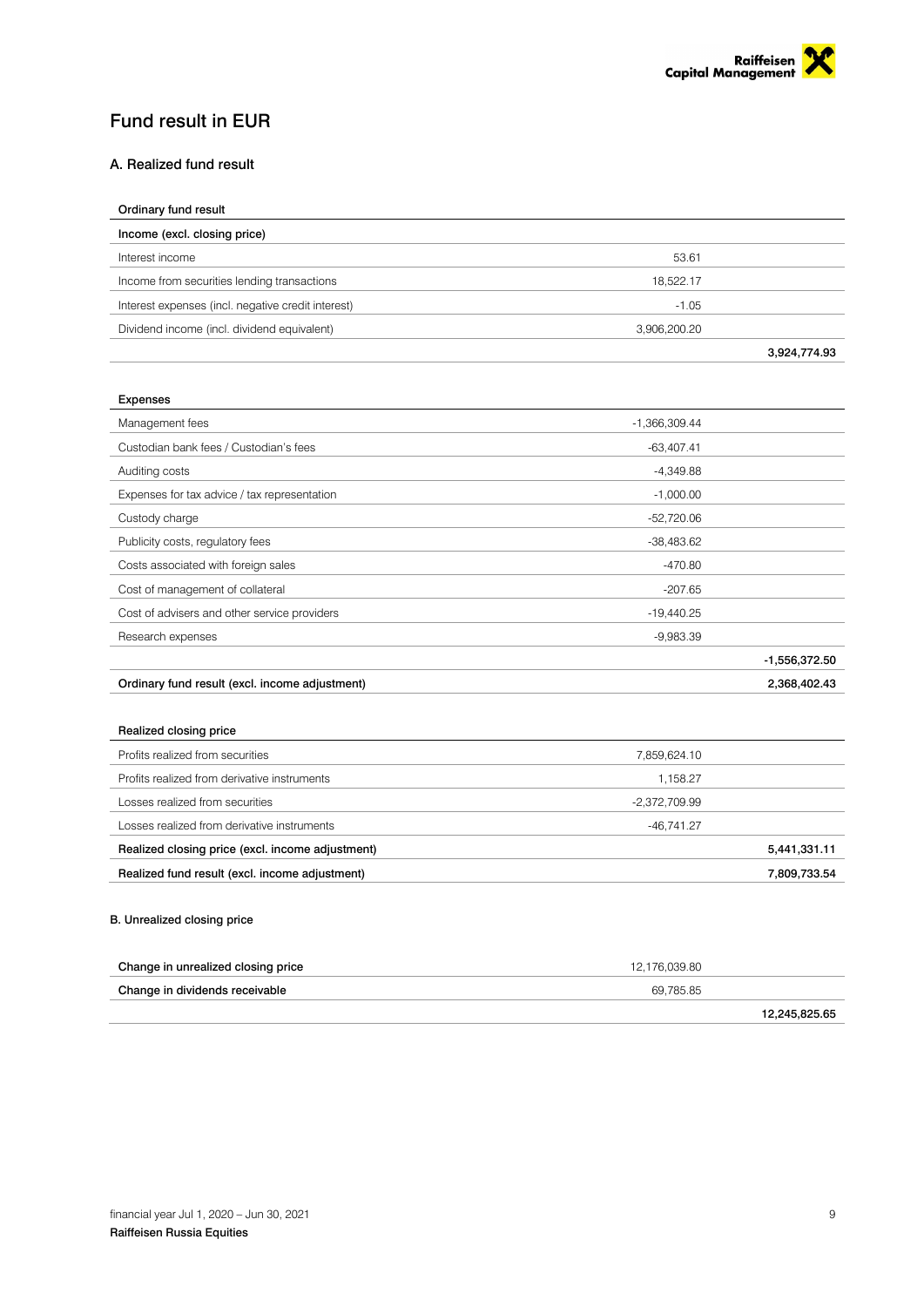# Fund result in EUR

## A. Realized fund result

| Ordinary fund result | | |
|---|---|---|
| **Income (excl. closing price)** | | |
| Interest income | 53.61 | |
| Income from securities lending transactions | 18,522.17 | |
| Interest expenses (incl. negative credit interest) | -1.05 | |
| Dividend income (incl. dividend equivalent) | 3,906,200.20 | |
| | | 3,924,774.93 |

| Expenses | | |
|---|---|---|
| Management fees | -1,366,309.44 | |
| Custodian bank fees / Custodian's fees | -63,407.41 | |
| Auditing costs | -4,349.88 | |
| Expenses for tax advice / tax representation | -1,000.00 | |
| Custody charge | -52,720.06 | |
| Publicity costs, regulatory fees | -38,483.62 | |
| Costs associated with foreign sales | -470.80 | |
| Cost of management of collateral | -207.65 | |
| Cost of advisers and other service providers | -19,440.25 | |
| Research expenses | -9,983.39 | |
| | | -1,556,372.50 |
| **Ordinary fund result (excl. income adjustment)** | | **2,368,402.43** |

| Realized closing price | | |
|---|---|---|
| Profits realized from securities | 7,859,624.10 | |
| Profits realized from derivative instruments | 1,158.27 | |
| Losses realized from securities | -2,372,709.99 | |
| Losses realized from derivative instruments | -46,741.27 | |
| **Realized closing price (excl. income adjustment)** | | **5,441,331.11** |
| **Realized fund result (excl. income adjustment)** | | **7,809,733.54** |

## B. Unrealized closing price

| | | |
|---|---|---|
| **Change in unrealized closing price** | 12,176,039.80 | |
| **Change in dividends receivable** | 69,785.85 | |
| | | 12,245,825.65 |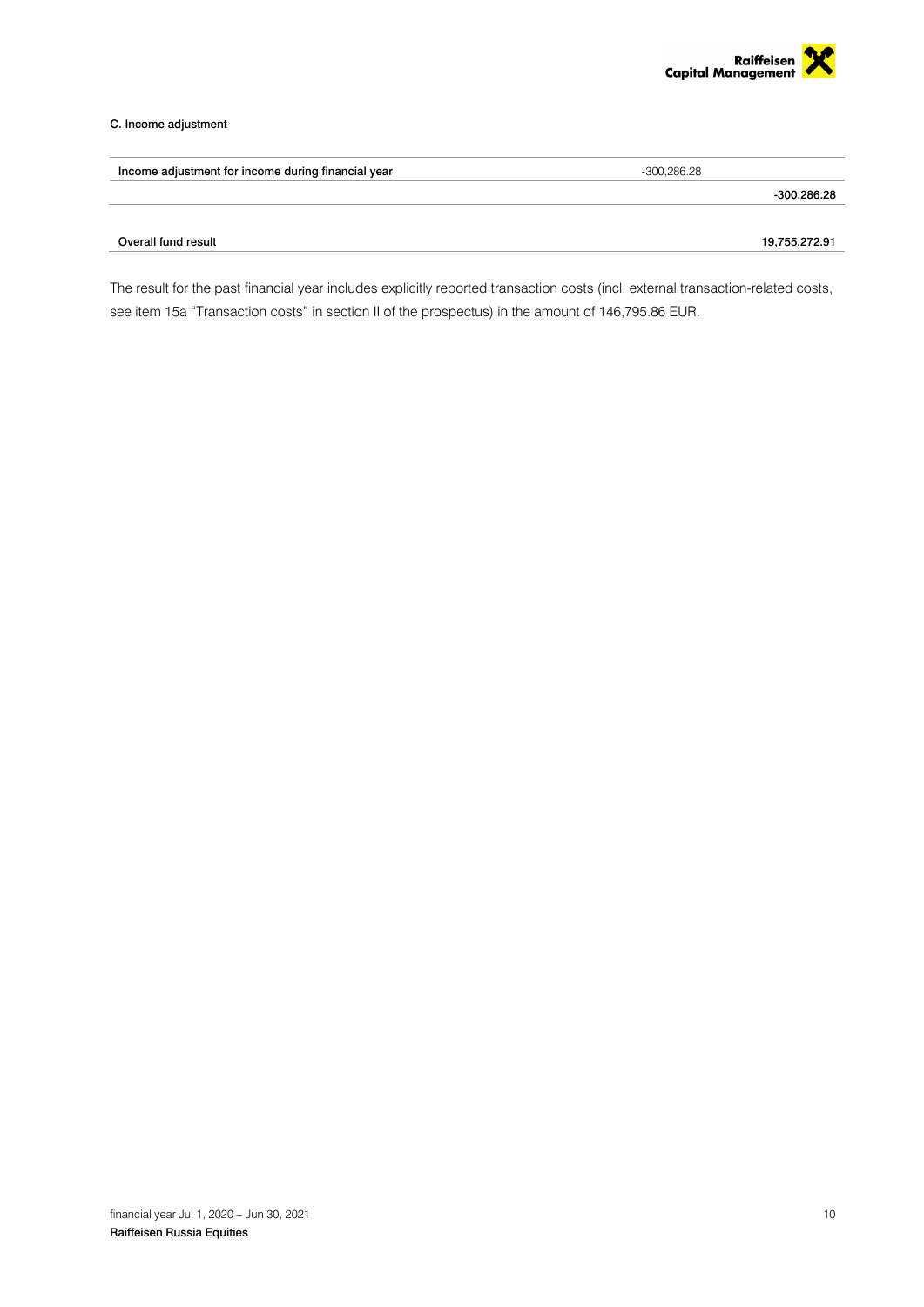C. Income adjustment

| | | |
|---|---|---|
| Income adjustment for income during financial year | -300,286.28 | |
| | | **-300,286.28** |
| | | |
| **Overall fund result** | | **19,755,272.91** |

The result for the past financial year includes explicitly reported transaction costs (incl. external transaction-related costs, see item 15a "Transaction costs" in section II of the prospectus) in the amount of 146,795.86 EUR.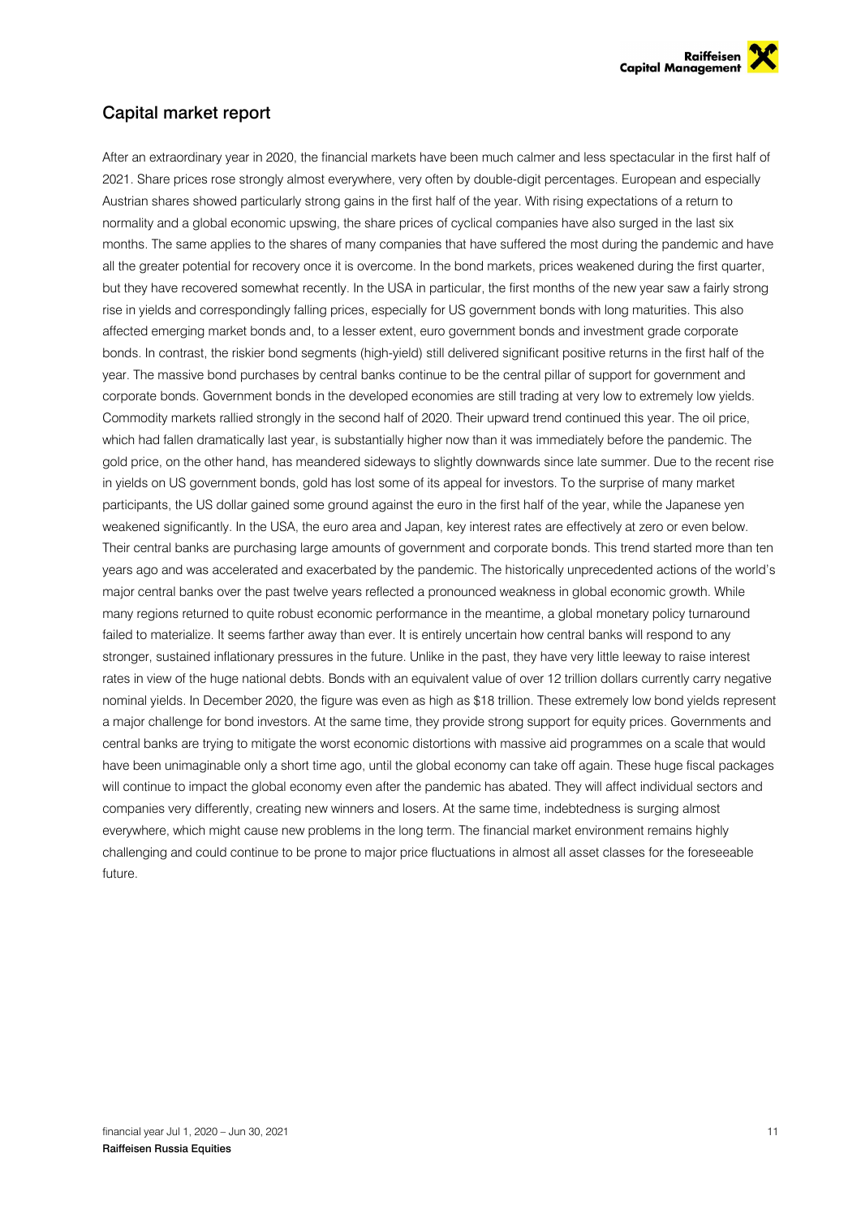## Capital market report

After an extraordinary year in 2020, the financial markets have been much calmer and less spectacular in the first half of 2021. Share prices rose strongly almost everywhere, very often by double-digit percentages. European and especially Austrian shares showed particularly strong gains in the first half of the year. With rising expectations of a return to normality and a global economic upswing, the share prices of cyclical companies have also surged in the last six months. The same applies to the shares of many companies that have suffered the most during the pandemic and have all the greater potential for recovery once it is overcome. In the bond markets, prices weakened during the first quarter, but they have recovered somewhat recently. In the USA in particular, the first months of the new year saw a fairly strong rise in yields and correspondingly falling prices, especially for US government bonds with long maturities. This also affected emerging market bonds and, to a lesser extent, euro government bonds and investment grade corporate bonds. In contrast, the riskier bond segments (high-yield) still delivered significant positive returns in the first half of the year. The massive bond purchases by central banks continue to be the central pillar of support for government and corporate bonds. Government bonds in the developed economies are still trading at very low to extremely low yields. Commodity markets rallied strongly in the second half of 2020. Their upward trend continued this year. The oil price, which had fallen dramatically last year, is substantially higher now than it was immediately before the pandemic. The gold price, on the other hand, has meandered sideways to slightly downwards since late summer. Due to the recent rise in yields on US government bonds, gold has lost some of its appeal for investors. To the surprise of many market participants, the US dollar gained some ground against the euro in the first half of the year, while the Japanese yen weakened significantly. In the USA, the euro area and Japan, key interest rates are effectively at zero or even below. Their central banks are purchasing large amounts of government and corporate bonds. This trend started more than ten years ago and was accelerated and exacerbated by the pandemic. The historically unprecedented actions of the world's major central banks over the past twelve years reflected a pronounced weakness in global economic growth. While many regions returned to quite robust economic performance in the meantime, a global monetary policy turnaround failed to materialize. It seems farther away than ever. It is entirely uncertain how central banks will respond to any stronger, sustained inflationary pressures in the future. Unlike in the past, they have very little leeway to raise interest rates in view of the huge national debts. Bonds with an equivalent value of over 12 trillion dollars currently carry negative nominal yields. In December 2020, the figure was even as high as $18 trillion. These extremely low bond yields represent a major challenge for bond investors. At the same time, they provide strong support for equity prices. Governments and central banks are trying to mitigate the worst economic distortions with massive aid programmes on a scale that would have been unimaginable only a short time ago, until the global economy can take off again. These huge fiscal packages will continue to impact the global economy even after the pandemic has abated. They will affect individual sectors and companies very differently, creating new winners and losers. At the same time, indebtedness is surging almost everywhere, which might cause new problems in the long term. The financial market environment remains highly challenging and could continue to be prone to major price fluctuations in almost all asset classes for the foreseeable future.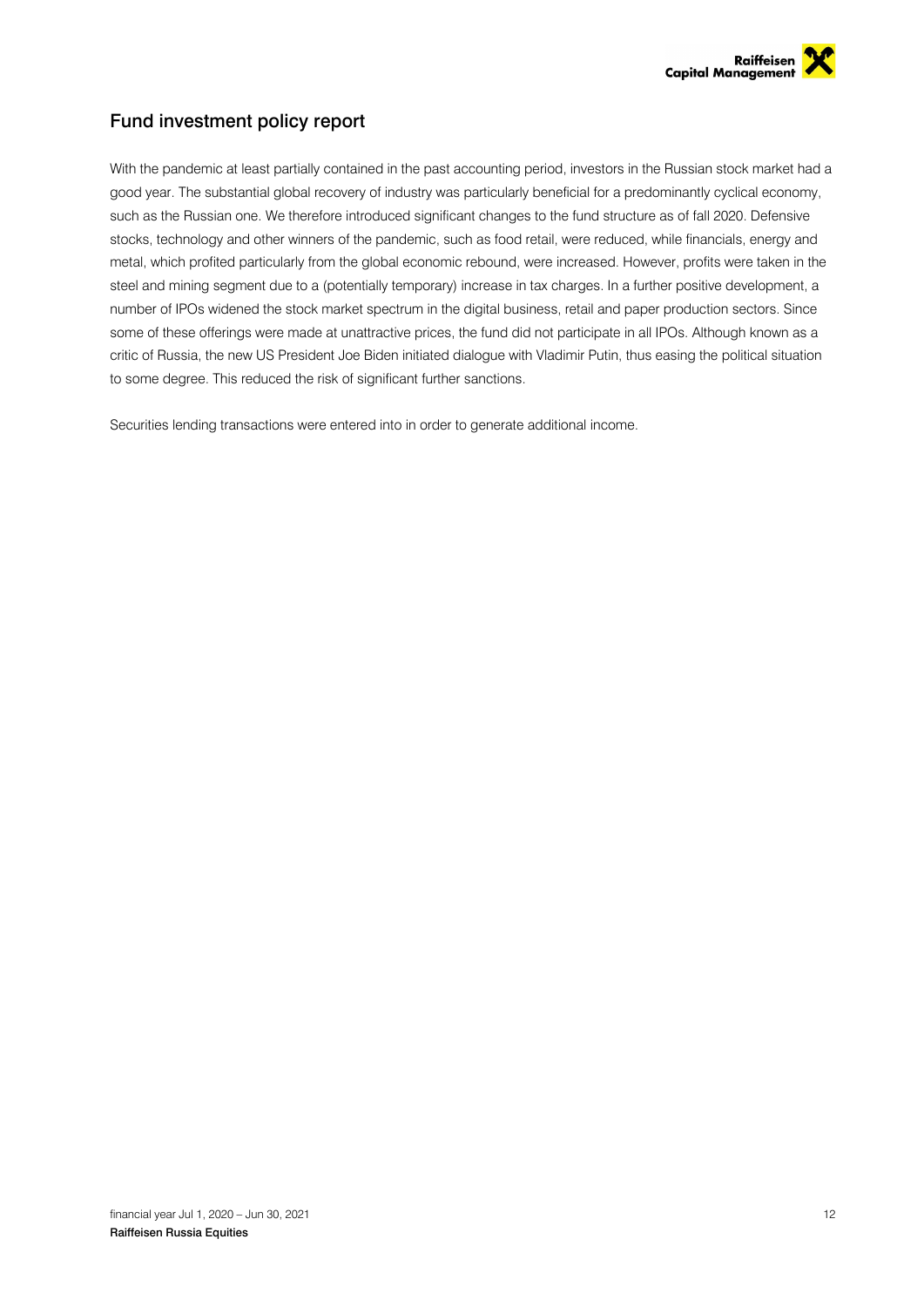## Fund investment policy report

With the pandemic at least partially contained in the past accounting period, investors in the Russian stock market had a good year. The substantial global recovery of industry was particularly beneficial for a predominantly cyclical economy, such as the Russian one. We therefore introduced significant changes to the fund structure as of fall 2020. Defensive stocks, technology and other winners of the pandemic, such as food retail, were reduced, while financials, energy and metal, which profited particularly from the global economic rebound, were increased. However, profits were taken in the steel and mining segment due to a (potentially temporary) increase in tax charges. In a further positive development, a number of IPOs widened the stock market spectrum in the digital business, retail and paper production sectors. Since some of these offerings were made at unattractive prices, the fund did not participate in all IPOs. Although known as a critic of Russia, the new US President Joe Biden initiated dialogue with Vladimir Putin, thus easing the political situation to some degree. This reduced the risk of significant further sanctions.

Securities lending transactions were entered into in order to generate additional income.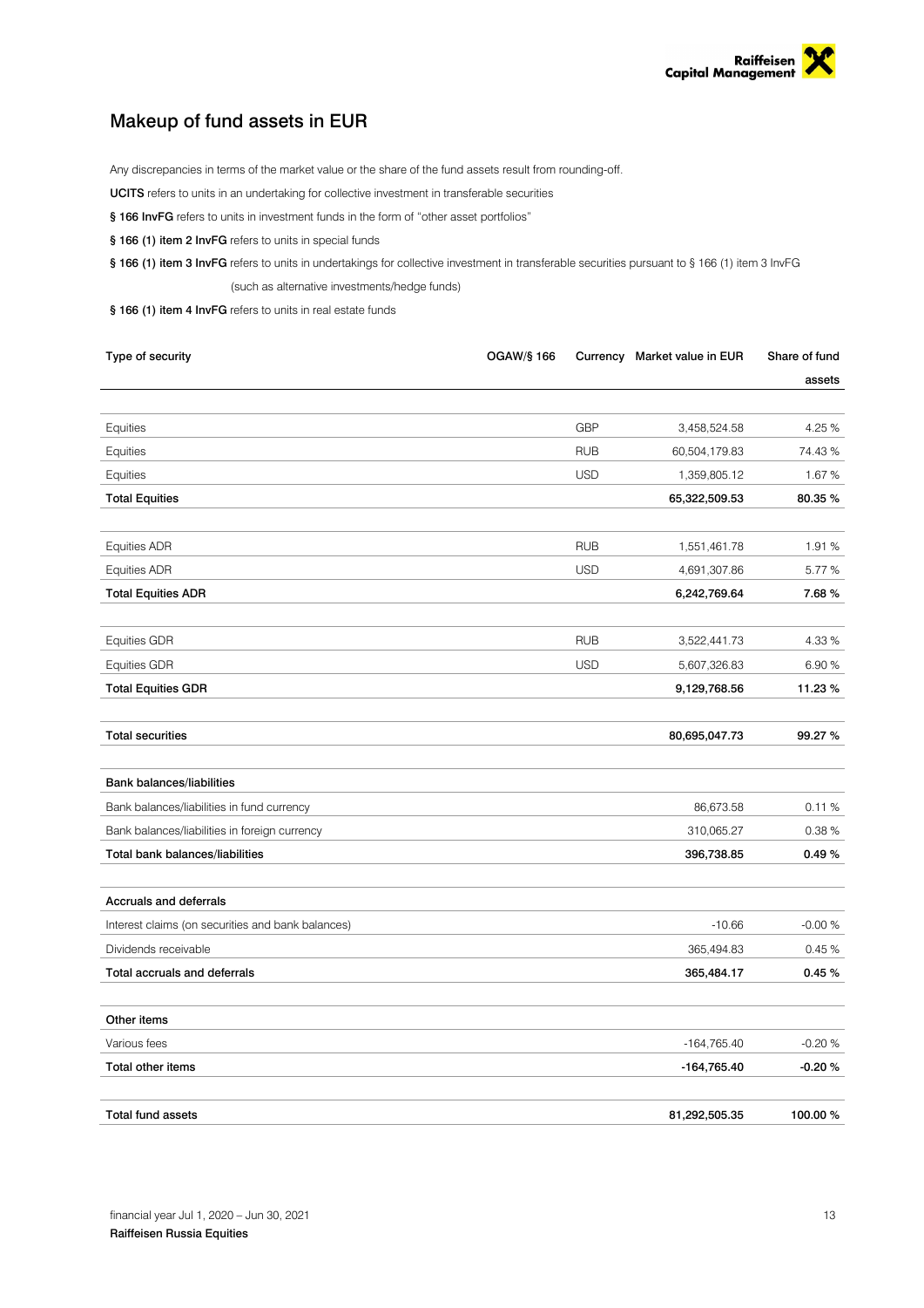## Makeup of fund assets in EUR

Any discrepancies in terms of the market value or the share of the fund assets result from rounding-off.

**UCITS** refers to units in an undertaking for collective investment in transferable securities

**§ 166 InvFG** refers to units in investment funds in the form of "other asset portfolios"

**§ 166 (1) item 2 InvFG** refers to units in special funds

**§ 166 (1) item 3 InvFG** refers to units in undertakings for collective investment in transferable securities pursuant to § 166 (1) item 3 InvFG (such as alternative investments/hedge funds)

**§ 166 (1) item 4 InvFG** refers to units in real estate funds

| Type of security | OGAW/§ 166 | Currency | Market value in EUR | Share of fund assets |
|---|---|---|---|---|
| Equities | | GBP | 3,458,524.58 | 4.25 % |
| Equities | | RUB | 60,504,179.83 | 74.43 % |
| Equities | | USD | 1,359,805.12 | 1.67 % |
| **Total Equities** | | | **65,322,509.53** | **80.35 %** |
| Equities ADR | | RUB | 1,551,461.78 | 1.91 % |
| Equities ADR | | USD | 4,691,307.86 | 5.77 % |
| **Total Equities ADR** | | | **6,242,769.64** | **7.68 %** |
| Equities GDR | | RUB | 3,522,441.73 | 4.33 % |
| Equities GDR | | USD | 5,607,326.83 | 6.90 % |
| **Total Equities GDR** | | | **9,129,768.56** | **11.23 %** |
| **Total securities** | | | **80,695,047.73** | **99.27 %** |
| **Bank balances/liabilities** | | | | |
| Bank balances/liabilities in fund currency | | | 86,673.58 | 0.11 % |
| Bank balances/liabilities in foreign currency | | | 310,065.27 | 0.38 % |
| **Total bank balances/liabilities** | | | **396,738.85** | **0.49 %** |
| **Accruals and deferrals** | | | | |
| Interest claims (on securities and bank balances) | | | -10.66 | -0.00 % |
| Dividends receivable | | | 365,494.83 | 0.45 % |
| **Total accruals and deferrals** | | | **365,484.17** | **0.45 %** |
| **Other items** | | | | |
| Various fees | | | -164,765.40 | -0.20 % |
| **Total other items** | | | **-164,765.40** | **-0.20 %** |
| **Total fund assets** | | | **81,292,505.35** | **100.00 %** |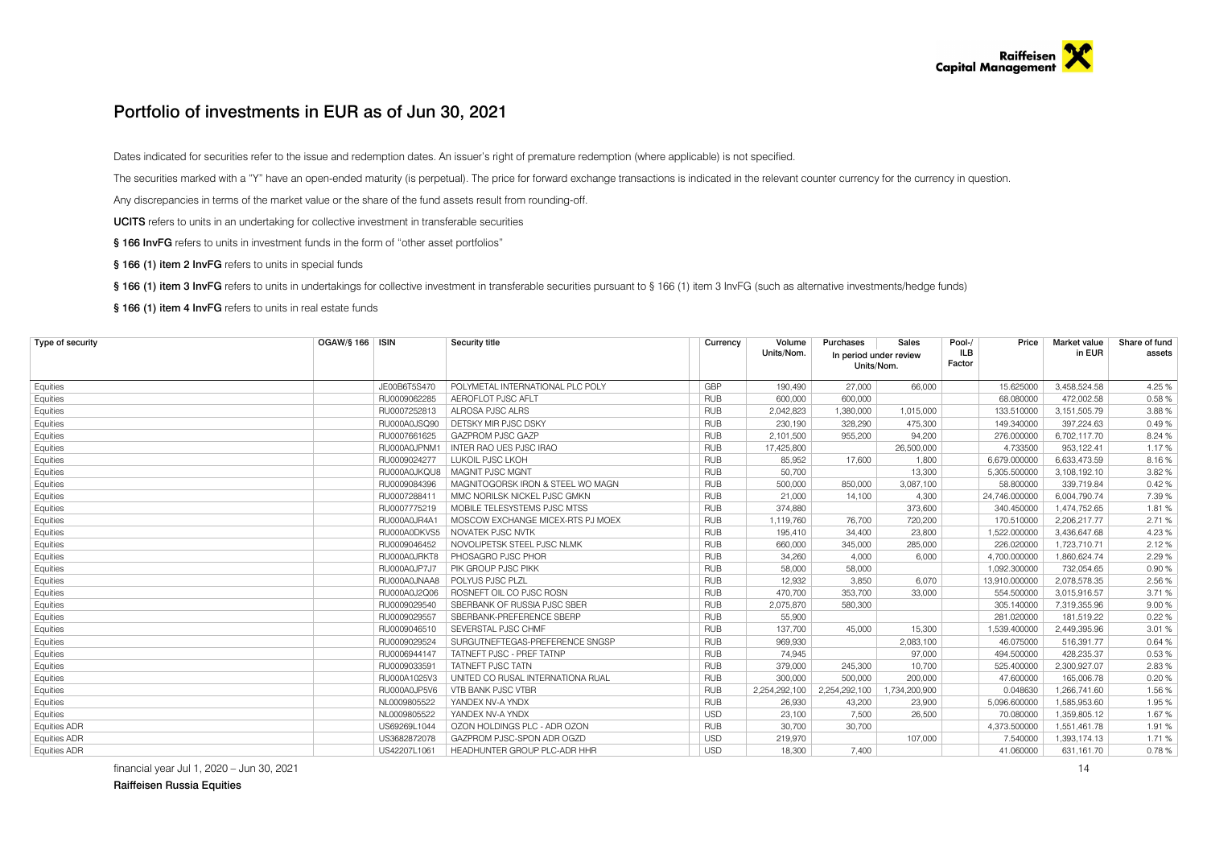# Portfolio of investments in EUR as of Jun 30, 2021

Dates indicated for securities refer to the issue and redemption dates. An issuer's right of premature redemption (where applicable) is not specified.

The securities marked with a "Y" have an open-ended maturity (is perpetual). The price for forward exchange transactions is indicated in the relevant counter currency for the currency in question.

Any discrepancies in terms of the market value or the share of the fund assets result from rounding-off.

**UCITS** refers to units in an undertaking for collective investment in transferable securities

**§ 166 InvFG** refers to units in investment funds in the form of "other asset portfolios"

**§ 166 (1) item 2 InvFG** refers to units in special funds

**§ 166 (1) item 3 InvFG** refers to units in undertakings for collective investment in transferable securities pursuant to § 166 (1) item 3 InvFG (such as alternative investments/hedge funds)

**§ 166 (1) item 4 InvFG** refers to units in real estate funds

| Type of security | OGAW/§ 166 | ISIN | Security title | Currency | Volume Units/Nom. | Purchases In period under review Units/Nom. | Sales In period under review Units/Nom. | Pool-/ ILB Factor | Price | Market value in EUR | Share of fund assets |
|---|---|---|---|---|---|---|---|---|---|---|---|
| Equities | | JE00B6T5S470 | POLYMETAL INTERNATIONAL PLC POLY | GBP | 190,490 | 27,000 | 66,000 | | 15.625000 | 3,458,524.58 | 4.25 % |
| Equities | | RU0009062285 | AEROFLOT PJSC AFLT | RUB | 600,000 | 600,000 | | | 68.080000 | 472,002.58 | 0.58 % |
| Equities | | RU0007252813 | ALROSA PJSC ALRS | RUB | 2,042,823 | 1,380,000 | 1,015,000 | | 133.510000 | 3,151,505.79 | 3.88 % |
| Equities | | RU000A0JSQ90 | DETSKY MIR PJSC DSKY | RUB | 230,190 | 328,290 | 475,300 | | 149.340000 | 397,224.63 | 0.49 % |
| Equities | | RU0007661625 | GAZPROM PJSC GAZP | RUB | 2,101,500 | 955,200 | 94,200 | | 276.000000 | 6,702,117.70 | 8.24 % |
| Equities | | RU000A0JPNM1 | INTER RAO UES PJSC IRAO | RUB | 17,425,800 | | 26,500,000 | | 4.733500 | 953,122.41 | 1.17 % |
| Equities | | RU0009024277 | LUKOIL PJSC LKOH | RUB | 85,952 | 17,600 | 1,800 | | 6,679.000000 | 6,633,473.59 | 8.16 % |
| Equities | | RU000A0JKQU8 | MAGNIT PJSC MGNT | RUB | 50,700 | | 13,300 | | 5,305.500000 | 3,108,192.10 | 3.82 % |
| Equities | | RU0009084396 | MAGNITOGORSK IRON & STEEL WO MAGN | RUB | 500,000 | 850,000 | 3,087,100 | | 58.800000 | 339,719.84 | 0.42 % |
| Equities | | RU0007288411 | MMC NORILSK NICKEL PJSC GMKN | RUB | 21,000 | 14,100 | 4,300 | | 24,746.000000 | 6,004,790.74 | 7.39 % |
| Equities | | RU0007775219 | MOBILE TELESYSTEMS PJSC MTSS | RUB | 374,880 | | 373,600 | | 340.450000 | 1,474,752.65 | 1.81 % |
| Equities | | RU000A0JR4A1 | MOSCOW EXCHANGE MICEX-RTS PJ MOEX | RUB | 1,119,760 | 76,700 | 720,200 | | 170.510000 | 2,206,217.77 | 2.71 % |
| Equities | | RU000A0DKVS5 | NOVATEK PJSC NVTK | RUB | 195,410 | 34,400 | 23,800 | | 1,522.000000 | 3,436,647.68 | 4.23 % |
| Equities | | RU0009046452 | NOVOLIPETSK STEEL PJSC NLMK | RUB | 660,000 | 345,000 | 285,000 | | 226.020000 | 1,723,710.71 | 2.12 % |
| Equities | | RU000A0JRKT8 | PHOSAGRO PJSC PHOR | RUB | 34,260 | 4,000 | 6,000 | | 4,700.000000 | 1,860,624.74 | 2.29 % |
| Equities | | RU000A0JP7J7 | PIK GROUP PJSC PIKK | RUB | 58,000 | 58,000 | | | 1,092.300000 | 732,054.65 | 0.90 % |
| Equities | | RU000A0JNAA8 | POLYUS PJSC PLZL | RUB | 12,932 | 3,850 | 6,070 | | 13,910.000000 | 2,078,578.35 | 2.56 % |
| Equities | | RU000A0J2Q06 | ROSNEFT OIL CO PJSC ROSN | RUB | 470,700 | 353,700 | 33,000 | | 554.500000 | 3,015,916.57 | 3.71 % |
| Equities | | RU0009029540 | SBERBANK OF RUSSIA PJSC SBER | RUB | 2,075,870 | 580,300 | | | 305.140000 | 7,319,355.96 | 9.00 % |
| Equities | | RU0009029557 | SBERBANK-PREFERENCE SBERP | RUB | 55,900 | | | | 281.020000 | 181,519.22 | 0.22 % |
| Equities | | RU0009046510 | SEVERSTAL PJSC CHMF | RUB | 137,700 | 45,000 | 15,300 | | 1,539.400000 | 2,449,395.96 | 3.01 % |
| Equities | | RU0009029524 | SURGUTNEFTEGAS-PREFERENCE SNGSP | RUB | 969,930 | | 2,083,100 | | 46.075000 | 516,391.77 | 0.64 % |
| Equities | | RU0006944147 | TATNEFT PJSC - PREF TATNP | RUB | 74,945 | | 97,000 | | 494.500000 | 428,235.37 | 0.53 % |
| Equities | | RU0009033591 | TATNEFT PJSC TATN | RUB | 379,000 | 245,300 | 10,700 | | 525.400000 | 2,300,927.07 | 2.83 % |
| Equities | | RU000A1025V3 | UNITED CO RUSAL INTERNATIONA RUAL | RUB | 300,000 | 500,000 | 200,000 | | 47.600000 | 165,006.78 | 0.20 % |
| Equities | | RU000A0JP5V6 | VTB BANK PJSC VTBR | RUB | 2,254,292,100 | 2,254,292,100 | 1,734,200,900 | | 0.048630 | 1,266,741.60 | 1.56 % |
| Equities | | NL0009805522 | YANDEX NV-A YNDX | RUB | 26,930 | 43,200 | 23,900 | | 5,096.600000 | 1,585,953.60 | 1.95 % |
| Equities | | NL0009805522 | YANDEX NV-A YNDX | USD | 23,100 | 7,500 | 26,500 | | 70.080000 | 1,359,805.12 | 1.67 % |
| Equities ADR | | US69269L1044 | OZON HOLDINGS PLC - ADR OZON | RUB | 30,700 | 30,700 | | | 4,373.500000 | 1,551,461.78 | 1.91 % |
| Equities ADR | | US3682872078 | GAZPROM PJSC-SPON ADR OGZD | USD | 219,970 | | 107,000 | | 7.540000 | 1,393,174.13 | 1.71 % |
| Equities ADR | | US42207L1061 | HEADHUNTER GROUP PLC-ADR HHR | USD | 18,300 | 7,400 | | | 41.060000 | 631,161.70 | 0.78 % |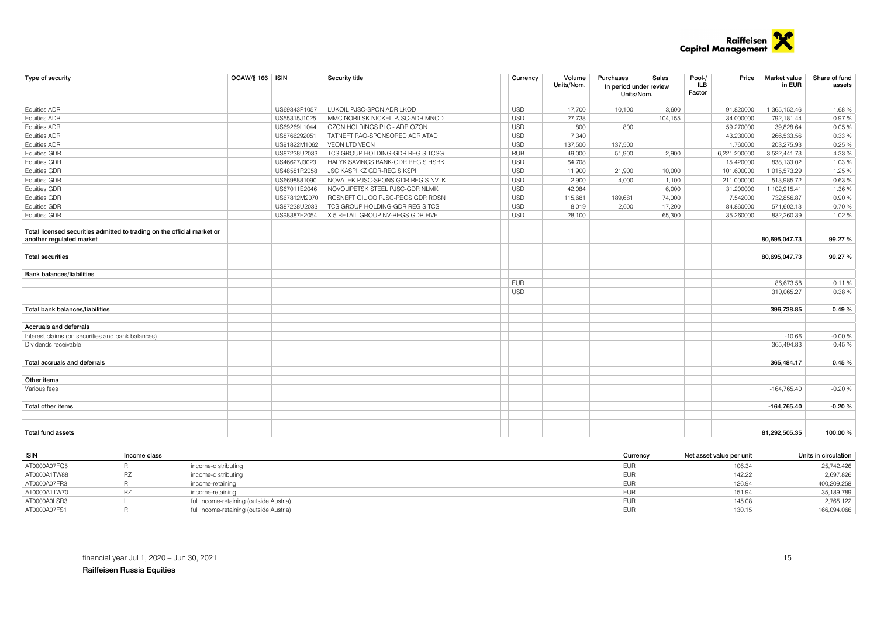| Type of security | OGAW/§ 166 | ISIN | Security title | Currency | Volume Units/Nom. | Purchases In period under review Units/Nom. | Sales | Pool-/ ILB Factor | Price | Market value in EUR | Share of fund assets |
|---|---|---|---|---|---|---|---|---|---|---|---|
| Equities ADR | | US69343P1057 | LUKOIL PJSC-SPON ADR LKOD | USD | 17,700 | 10,100 | 3,600 | | 91.820000 | 1,365,152.46 | 1.68 % |
| Equities ADR | | US55315J1025 | MMC NORILSK NICKEL PJSC-ADR MNOD | USD | 27,738 | | 104,155 | | 34.000000 | 792,181.44 | 0.97 % |
| Equities ADR | | US69269L1044 | OZON HOLDINGS PLC - ADR OZON | USD | 800 | 800 | | | 59.270000 | 39,828.64 | 0.05 % |
| Equities ADR | | US8766292051 | TATNEFT PAO-SPONSORED ADR ATAD | USD | 7,340 | | | | 43.230000 | 266,533.56 | 0.33 % |
| Equities ADR | | US91822M1062 | VEON LTD VEON | USD | 137,500 | 137,500 | | | 1.760000 | 203,275.93 | 0.25 % |
| Equities GDR | | US87238U2033 | TCS GROUP HOLDING-GDR REG S TCSG | RUB | 49,000 | 51,900 | 2,900 | | 6,221.200000 | 3,522,441.73 | 4.33 % |
| Equities GDR | | US46627J3023 | HALYK SAVINGS BANK-GDR REG S HSBK | USD | 64,708 | | | | 15.420000 | 838,133.02 | 1.03 % |
| Equities GDR | | US48581R2058 | JSC KASPI.KZ GDR-REG S KSPI | USD | 11,900 | 21,900 | 10,000 | | 101.600000 | 1,015,573.29 | 1.25 % |
| Equities GDR | | US6698881090 | NOVATEK PJSC-SPONS GDR REG S NVTK | USD | 2,900 | 4,000 | 1,100 | | 211.000000 | 513,985.72 | 0.63 % |
| Equities GDR | | US67011E2046 | NOVOLIPETSK STEEL PJSC-GDR NLMK | USD | 42,084 | | 6,000 | | 31.200000 | 1,102,915.41 | 1.36 % |
| Equities GDR | | US67812M2070 | ROSNEFT OIL CO PJSC-REGS GDR ROSN | USD | 115,681 | 189,681 | 74,000 | | 7.542000 | 732,856.87 | 0.90 % |
| Equities GDR | | US87238U2033 | TCS GROUP HOLDING-GDR REG S TCS | USD | 8,019 | 2,600 | 17,200 | | 84.860000 | 571,602.13 | 0.70 % |
| Equities GDR | | US98387E2054 | X 5 RETAIL GROUP NV-REGS GDR FIVE | USD | 28,100 | | 65,300 | | 35.260000 | 832,260.39 | 1.02 % |
| **Total licensed securities admitted to trading on the official market or another regulated market** | | | | | | | | | | **80,695,047.73** | **99.27 %** |
| **Total securities** | | | | | | | | | | **80,695,047.73** | **99.27 %** |
| **Bank balances/liabilities** | | | | | | | | | | | |
| | | | | EUR | | | | | | 86,673.58 | 0.11 % |
| | | | | USD | | | | | | 310,065.27 | 0.38 % |
| **Total bank balances/liabilities** | | | | | | | | | | **396,738.85** | **0.49 %** |
| **Accruals and deferrals** | | | | | | | | | | | |
| Interest claims (on securities and bank balances) | | | | | | | | | | -10.66 | -0.00 % |
| Dividends receivable | | | | | | | | | | 365,494.83 | 0.45 % |
| **Total accruals and deferrals** | | | | | | | | | | **365,484.17** | **0.45 %** |
| **Other items** | | | | | | | | | | | |
| Various fees | | | | | | | | | | -164,765.40 | -0.20 % |
| **Total other items** | | | | | | | | | | **-164,765.40** | **-0.20 %** |
| **Total fund assets** | | | | | | | | | | **81,292,505.35** | **100.00 %** |

| ISIN | Income class | | Currency | Net asset value per unit | Units in circulation |
|---|---|---|---|---|---|
| AT0000A07FQ5 | R | income-distributing | EUR | 106.34 | 25,742.426 |
| AT0000A1TW88 | RZ | income-distributing | EUR | 142.22 | 2,697.826 |
| AT0000A07FR3 | R | income-retaining | EUR | 126.94 | 400,209.258 |
| AT0000A1TW70 | RZ | income-retaining | EUR | 151.94 | 35,189.789 |
| AT0000A0LSR3 | I | full income-retaining (outside Austria) | EUR | 145.08 | 2,765.122 |
| AT0000A07FS1 | R | full income-retaining (outside Austria) | EUR | 130.15 | 166,094.066 |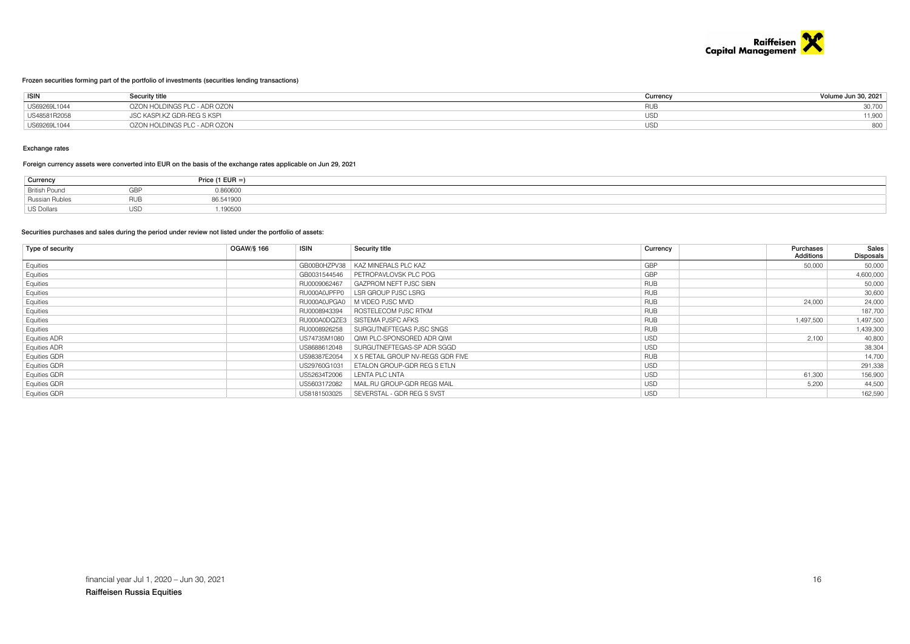#### Frozen securities forming part of the portfolio of investments (securities lending transactions)

| ISIN | Security title | Currency | Volume Jun 30, 2021 |
|---|---|---|---|
| US69269L1044 | OZON HOLDINGS PLC - ADR OZON | RUB | 30,700 |
| US48581R2058 | JSC KASPI.KZ GDR-REG S KSPI | USD | 11,900 |
| US69269L1044 | OZON HOLDINGS PLC - ADR OZON | USD | 800 |

#### Exchange rates

Foreign currency assets were converted into EUR on the basis of the exchange rates applicable on Jun 29, 2021

| Currency | | Price (1 EUR =) |
|---|---|---|
| British Pound | GBP | 0.860600 |
| Russian Rubles | RUB | 86.541900 |
| US Dollars | USD | 1.190500 |

#### Securities purchases and sales during the period under review not listed under the portfolio of assets:

| Type of security | OGAW/§ 166 | ISIN | Security title | Currency | | Purchases Additions | Sales Disposals |
|---|---|---|---|---|---|---|---|
| Equities | | GB00B0HZPV38 | KAZ MINERALS PLC KAZ | GBP | | 50,000 | 50,000 |
| Equities | | GB0031544546 | PETROPAVLOVSK PLC POG | GBP | | | 4,600,000 |
| Equities | | RU0009062467 | GAZPROM NEFT PJSC SIBN | RUB | | | 50,000 |
| Equities | | RU000A0JPFP0 | LSR GROUP PJSC LSRG | RUB | | | 30,600 |
| Equities | | RU000A0JPGA0 | M VIDEO PJSC MVID | RUB | | 24,000 | 24,000 |
| Equities | | RU0008943394 | ROSTELECOM PJSC RTKM | RUB | | | 187,700 |
| Equities | | RU000A0DQZE3 | SISTEMA PJSFC AFKS | RUB | | 1,497,500 | 1,497,500 |
| Equities | | RU0008926258 | SURGUTNEFTEGAS PJSC SNGS | RUB | | | 1,439,300 |
| Equities ADR | | US74735M1080 | QIWI PLC-SPONSORED ADR QIWI | USD | | 2,100 | 40,800 |
| Equities ADR | | US8688612048 | SURGUTNEFTEGAS-SP ADR SGGD | USD | | | 38,304 |
| Equities GDR | | US98387E2054 | X 5 RETAIL GROUP NV-REGS GDR FIVE | RUB | | | 14,700 |
| Equities GDR | | US29760G1031 | ETALON GROUP-GDR REG S ETLN | USD | | | 291,338 |
| Equities GDR | | US52634T2006 | LENTA PLC LNTA | USD | | 61,300 | 156,900 |
| Equities GDR | | US5603172082 | MAIL.RU GROUP-GDR REGS MAIL | USD | | 5,200 | 44,500 |
| Equities GDR | | US8181503025 | SEVERSTAL - GDR REG S SVST | USD | | | 162,590 |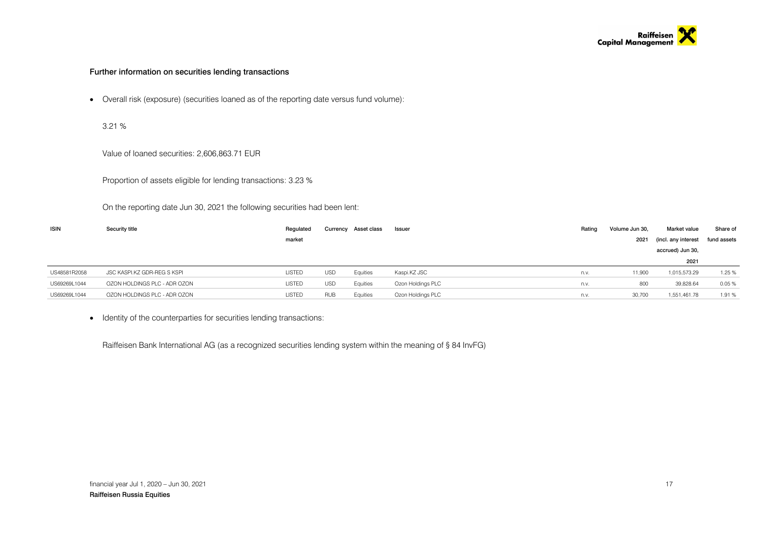### Further information on securities lending transactions

- Overall risk (exposure) (securities loaned as of the reporting date versus fund volume):

  3.21 %

  Value of loaned securities: 2,606,863.71 EUR

  Proportion of assets eligible for lending transactions: 3.23 %

  On the reporting date Jun 30, 2021 the following securities had been lent:

| ISIN | Security title | Regulated market | Currency | Asset class | Issuer | Rating | Volume Jun 30, 2021 | Market value (incl. any interest accrued) Jun 30, 2021 | Share of fund assets |
|---|---|---|---|---|---|---|---|---|---|
| US48581R2058 | JSC KASPI.KZ GDR-REG S KSPI | LISTED | USD | Equities | Kaspi.KZ JSC | n.v. | 11,900 | 1,015,573.29 | 1.25 % |
| US69269L1044 | OZON HOLDINGS PLC - ADR OZON | LISTED | USD | Equities | Ozon Holdings PLC | n.v. | 800 | 39,828.64 | 0.05 % |
| US69269L1044 | OZON HOLDINGS PLC - ADR OZON | LISTED | RUB | Equities | Ozon Holdings PLC | n.v. | 30,700 | 1,551,461.78 | 1.91 % |

- Identity of the counterparties for securities lending transactions:

  Raiffeisen Bank International AG (as a recognized securities lending system within the meaning of § 84 InvFG)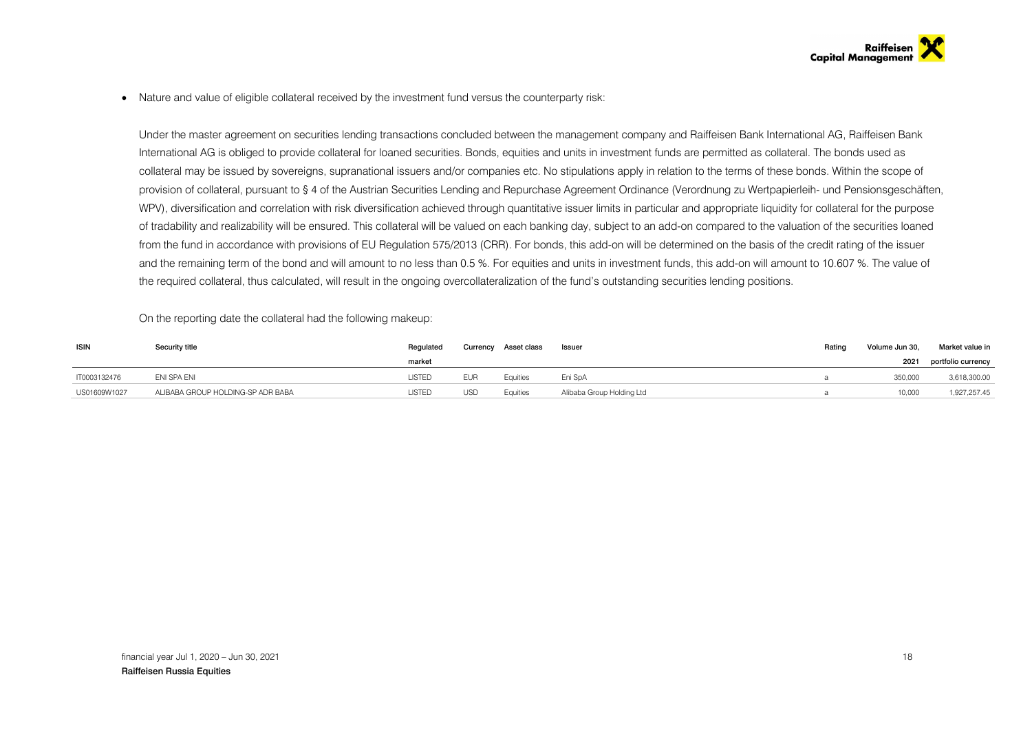- Nature and value of eligible collateral received by the investment fund versus the counterparty risk:

Under the master agreement on securities lending transactions concluded between the management company and Raiffeisen Bank International AG, Raiffeisen Bank International AG is obliged to provide collateral for loaned securities. Bonds, equities and units in investment funds are permitted as collateral. The bonds used as collateral may be issued by sovereigns, supranational issuers and/or companies etc. No stipulations apply in relation to the terms of these bonds. Within the scope of provision of collateral, pursuant to § 4 of the Austrian Securities Lending and Repurchase Agreement Ordinance (Verordnung zu Wertpapierleih- und Pensionsgeschäften, WPV), diversification and correlation with risk diversification achieved through quantitative issuer limits in particular and appropriate liquidity for collateral for the purpose of tradability and realizability will be ensured. This collateral will be valued on each banking day, subject to an add-on compared to the valuation of the securities loaned from the fund in accordance with provisions of EU Regulation 575/2013 (CRR). For bonds, this add-on will be determined on the basis of the credit rating of the issuer and the remaining term of the bond and will amount to no less than 0.5 %. For equities and units in investment funds, this add-on will amount to 10.607 %. The value of the required collateral, thus calculated, will result in the ongoing overcollateralization of the fund's outstanding securities lending positions.

On the reporting date the collateral had the following makeup:

| ISIN | Security title | Regulated market | Currency | Asset class | Issuer | Rating | Volume Jun 30, 2021 | Market value in portfolio currency |
|---|---|---|---|---|---|---|---|---|
| IT0003132476 | ENI SPA ENI | LISTED | EUR | Equities | Eni SpA | a | 350,000 | 3,618,300.00 |
| US01609W1027 | ALIBABA GROUP HOLDING-SP ADR BABA | LISTED | USD | Equities | Alibaba Group Holding Ltd | a | 10,000 | 1,927,257.45 |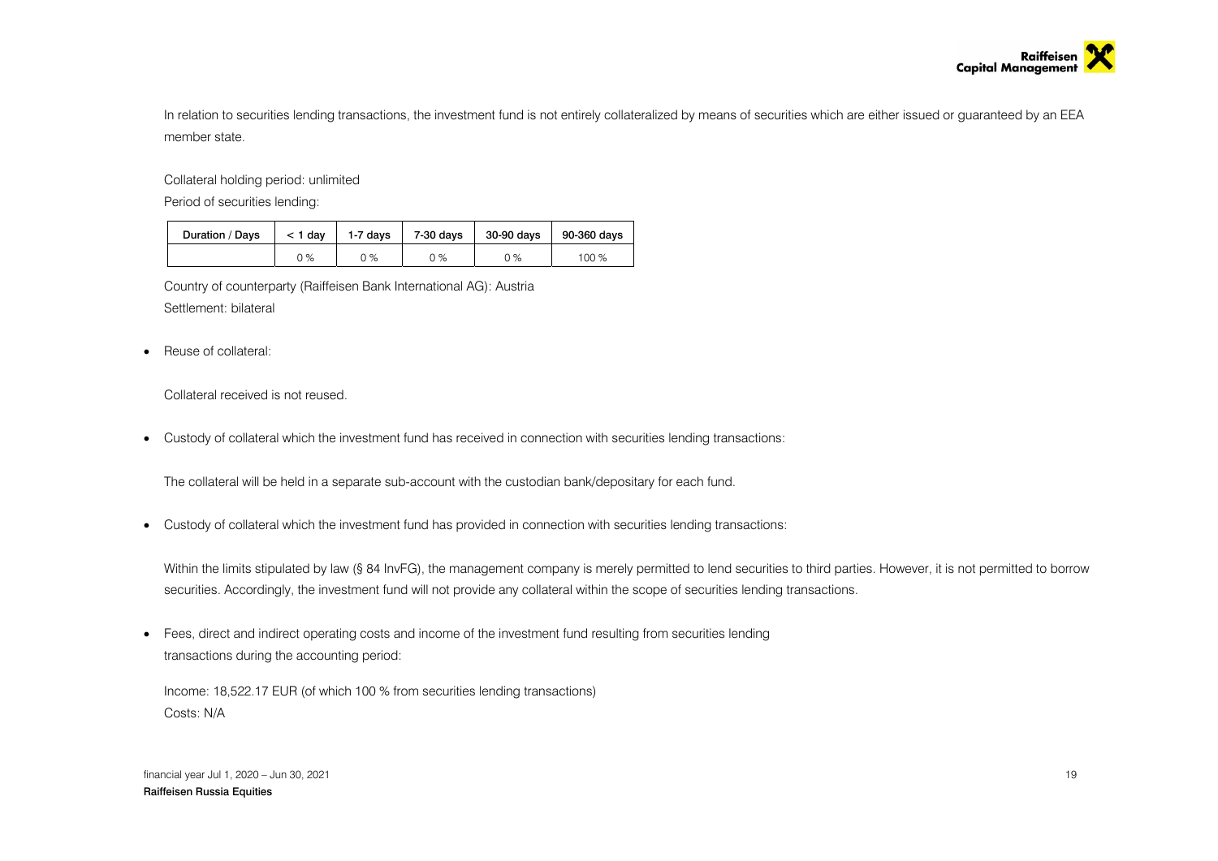In relation to securities lending transactions, the investment fund is not entirely collateralized by means of securities which are either issued or guaranteed by an EEA member state.

Collateral holding period: unlimited

Period of securities lending:

| Duration / Days | < 1 day | 1-7 days | 7-30 days | 30-90 days | 90-360 days |
|---|---|---|---|---|---|
| | 0 % | 0 % | 0 % | 0 % | 100 % |

Country of counterparty (Raiffeisen Bank International AG): Austria

Settlement: bilateral

- Reuse of collateral:

  Collateral received is not reused.

- Custody of collateral which the investment fund has received in connection with securities lending transactions:

  The collateral will be held in a separate sub-account with the custodian bank/depositary for each fund.

- Custody of collateral which the investment fund has provided in connection with securities lending transactions:

  Within the limits stipulated by law (§ 84 InvFG), the management company is merely permitted to lend securities to third parties. However, it is not permitted to borrow securities. Accordingly, the investment fund will not provide any collateral within the scope of securities lending transactions.

- Fees, direct and indirect operating costs and income of the investment fund resulting from securities lending transactions during the accounting period:

  Income: 18,522.17 EUR (of which 100 % from securities lending transactions)

  Costs: N/A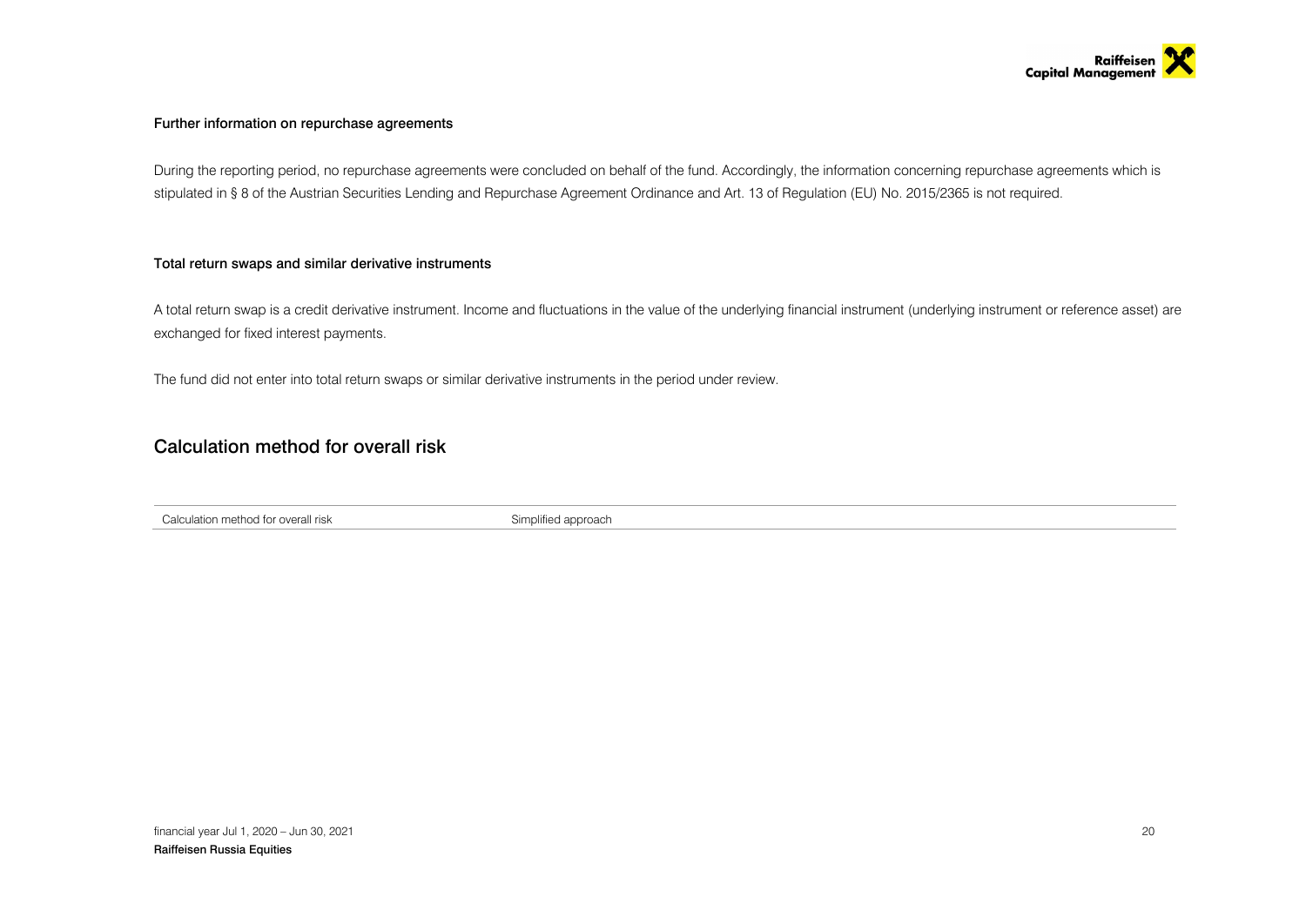### Further information on repurchase agreements

During the reporting period, no repurchase agreements were concluded on behalf of the fund. Accordingly, the information concerning repurchase agreements which is stipulated in § 8 of the Austrian Securities Lending and Repurchase Agreement Ordinance and Art. 13 of Regulation (EU) No. 2015/2365 is not required.

### Total return swaps and similar derivative instruments

A total return swap is a credit derivative instrument. Income and fluctuations in the value of the underlying financial instrument (underlying instrument or reference asset) are exchanged for fixed interest payments.

The fund did not enter into total return swaps or similar derivative instruments in the period under review.

## Calculation method for overall risk

| | |
|---|---|
| Calculation method for overall risk | Simplified approach |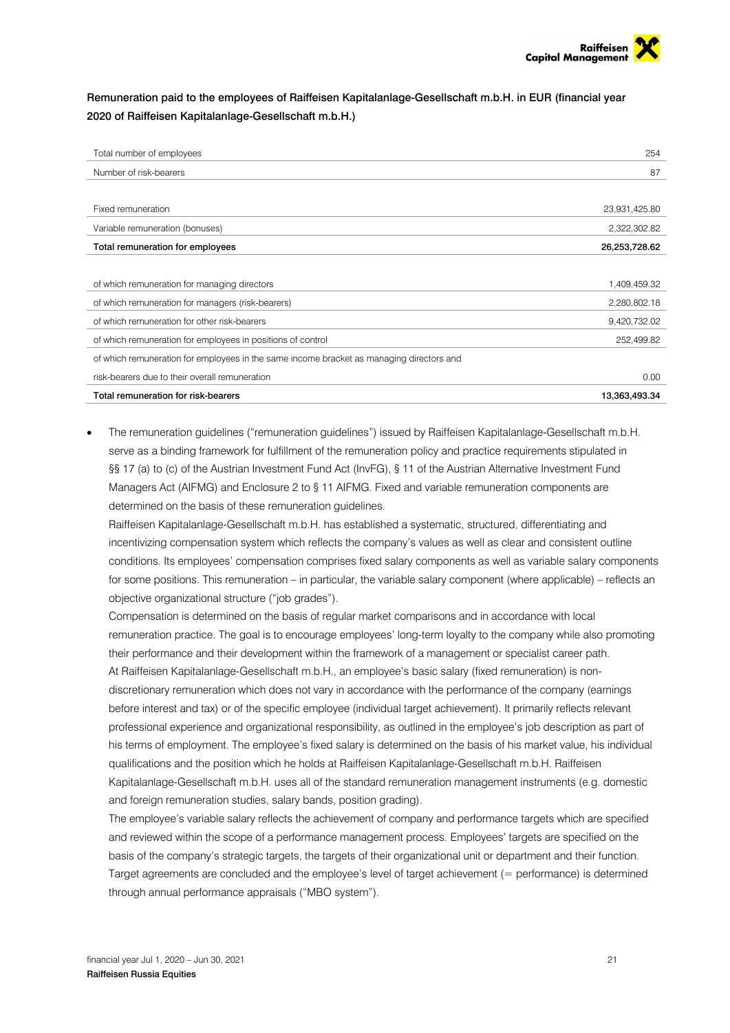**Remuneration paid to the employees of Raiffeisen Kapitalanlage-Gesellschaft m.b.H. in EUR (financial year 2020 of Raiffeisen Kapitalanlage-Gesellschaft m.b.H.)**

| | |
|---|---:|
| Total number of employees | 254 |
| Number of risk-bearers | 87 |
| | |
| Fixed remuneration | 23,931,425.80 |
| Variable remuneration (bonuses) | 2,322,302.82 |
| **Total remuneration for employees** | **26,253,728.62** |
| | |
| of which remuneration for managing directors | 1,409,459.32 |
| of which remuneration for managers (risk-bearers) | 2,280,802.18 |
| of which remuneration for other risk-bearers | 9,420,732.02 |
| of which remuneration for employees in positions of control | 252,499.82 |
| of which remuneration for employees in the same income bracket as managing directors and risk-bearers due to their overall remuneration | 0.00 |
| **Total remuneration for risk-bearers** | **13,363,493.34** |

- The remuneration guidelines ("remuneration guidelines") issued by Raiffeisen Kapitalanlage-Gesellschaft m.b.H. serve as a binding framework for fulfillment of the remuneration policy and practice requirements stipulated in §§ 17 (a) to (c) of the Austrian Investment Fund Act (InvFG), § 11 of the Austrian Alternative Investment Fund Managers Act (AIFMG) and Enclosure 2 to § 11 AIFMG. Fixed and variable remuneration components are determined on the basis of these remuneration guidelines.
  Raiffeisen Kapitalanlage-Gesellschaft m.b.H. has established a systematic, structured, differentiating and incentivizing compensation system which reflects the company's values as well as clear and consistent outline conditions. Its employees' compensation comprises fixed salary components as well as variable salary components for some positions. This remuneration – in particular, the variable salary component (where applicable) – reflects an objective organizational structure ("job grades").
  Compensation is determined on the basis of regular market comparisons and in accordance with local remuneration practice. The goal is to encourage employees' long-term loyalty to the company while also promoting their performance and their development within the framework of a management or specialist career path.
  At Raiffeisen Kapitalanlage-Gesellschaft m.b.H., an employee's basic salary (fixed remuneration) is non-discretionary remuneration which does not vary in accordance with the performance of the company (earnings before interest and tax) or of the specific employee (individual target achievement). It primarily reflects relevant professional experience and organizational responsibility, as outlined in the employee's job description as part of his terms of employment. The employee's fixed salary is determined on the basis of his market value, his individual qualifications and the position which he holds at Raiffeisen Kapitalanlage-Gesellschaft m.b.H. Raiffeisen Kapitalanlage-Gesellschaft m.b.H. uses all of the standard remuneration management instruments (e.g. domestic and foreign remuneration studies, salary bands, position grading).
  The employee's variable salary reflects the achievement of company and performance targets which are specified and reviewed within the scope of a performance management process. Employees' targets are specified on the basis of the company's strategic targets, the targets of their organizational unit or department and their function. Target agreements are concluded and the employee's level of target achievement (= performance) is determined through annual performance appraisals ("MBO system").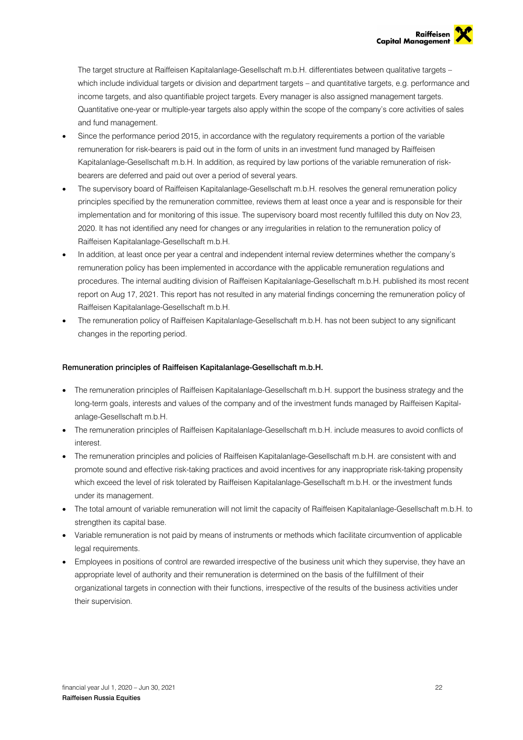The target structure at Raiffeisen Kapitalanlage-Gesellschaft m.b.H. differentiates between qualitative targets – which include individual targets or division and department targets – and quantitative targets, e.g. performance and income targets, and also quantifiable project targets. Every manager is also assigned management targets. Quantitative one-year or multiple-year targets also apply within the scope of the company's core activities of sales and fund management.

- Since the performance period 2015, in accordance with the regulatory requirements a portion of the variable remuneration for risk-bearers is paid out in the form of units in an investment fund managed by Raiffeisen Kapitalanlage-Gesellschaft m.b.H. In addition, as required by law portions of the variable remuneration of risk-bearers are deferred and paid out over a period of several years.
- The supervisory board of Raiffeisen Kapitalanlage-Gesellschaft m.b.H. resolves the general remuneration policy principles specified by the remuneration committee, reviews them at least once a year and is responsible for their implementation and for monitoring of this issue. The supervisory board most recently fulfilled this duty on Nov 23, 2020. It has not identified any need for changes or any irregularities in relation to the remuneration policy of Raiffeisen Kapitalanlage-Gesellschaft m.b.H.
- In addition, at least once per year a central and independent internal review determines whether the company's remuneration policy has been implemented in accordance with the applicable remuneration regulations and procedures. The internal auditing division of Raiffeisen Kapitalanlage-Gesellschaft m.b.H. published its most recent report on Aug 17, 2021. This report has not resulted in any material findings concerning the remuneration policy of Raiffeisen Kapitalanlage-Gesellschaft m.b.H.
- The remuneration policy of Raiffeisen Kapitalanlage-Gesellschaft m.b.H. has not been subject to any significant changes in the reporting period.

#### Remuneration principles of Raiffeisen Kapitalanlage-Gesellschaft m.b.H.

- The remuneration principles of Raiffeisen Kapitalanlage-Gesellschaft m.b.H. support the business strategy and the long-term goals, interests and values of the company and of the investment funds managed by Raiffeisen Kapitalanlage-Gesellschaft m.b.H.
- The remuneration principles of Raiffeisen Kapitalanlage-Gesellschaft m.b.H. include measures to avoid conflicts of interest.
- The remuneration principles and policies of Raiffeisen Kapitalanlage-Gesellschaft m.b.H. are consistent with and promote sound and effective risk-taking practices and avoid incentives for any inappropriate risk-taking propensity which exceed the level of risk tolerated by Raiffeisen Kapitalanlage-Gesellschaft m.b.H. or the investment funds under its management.
- The total amount of variable remuneration will not limit the capacity of Raiffeisen Kapitalanlage-Gesellschaft m.b.H. to strengthen its capital base.
- Variable remuneration is not paid by means of instruments or methods which facilitate circumvention of applicable legal requirements.
- Employees in positions of control are rewarded irrespective of the business unit which they supervise, they have an appropriate level of authority and their remuneration is determined on the basis of the fulfillment of their organizational targets in connection with their functions, irrespective of the results of the business activities under their supervision.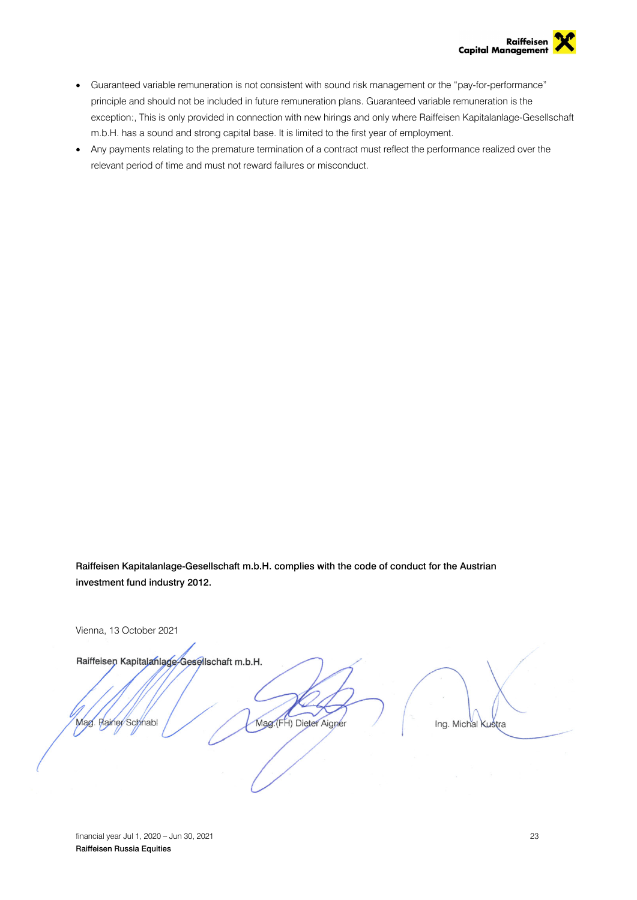- Guaranteed variable remuneration is not consistent with sound risk management or the "pay-for-performance" principle and should not be included in future remuneration plans. Guaranteed variable remuneration is the exception:, This is only provided in connection with new hirings and only where Raiffeisen Kapitalanlage-Gesellschaft m.b.H. has a sound and strong capital base. It is limited to the first year of employment.
- Any payments relating to the premature termination of a contract must reflect the performance realized over the relevant period of time and must not reward failures or misconduct.

**Raiffeisen Kapitalanlage-Gesellschaft m.b.H. complies with the code of conduct for the Austrian investment fund industry 2012.**

Vienna, 13 October 2021

Raiffeisen Kapitalanlage-Gesellschaft m.b.H.

Mag. Rainer Schnabl Mag.(FH) Dieter Aigner Ing. Michal Kustra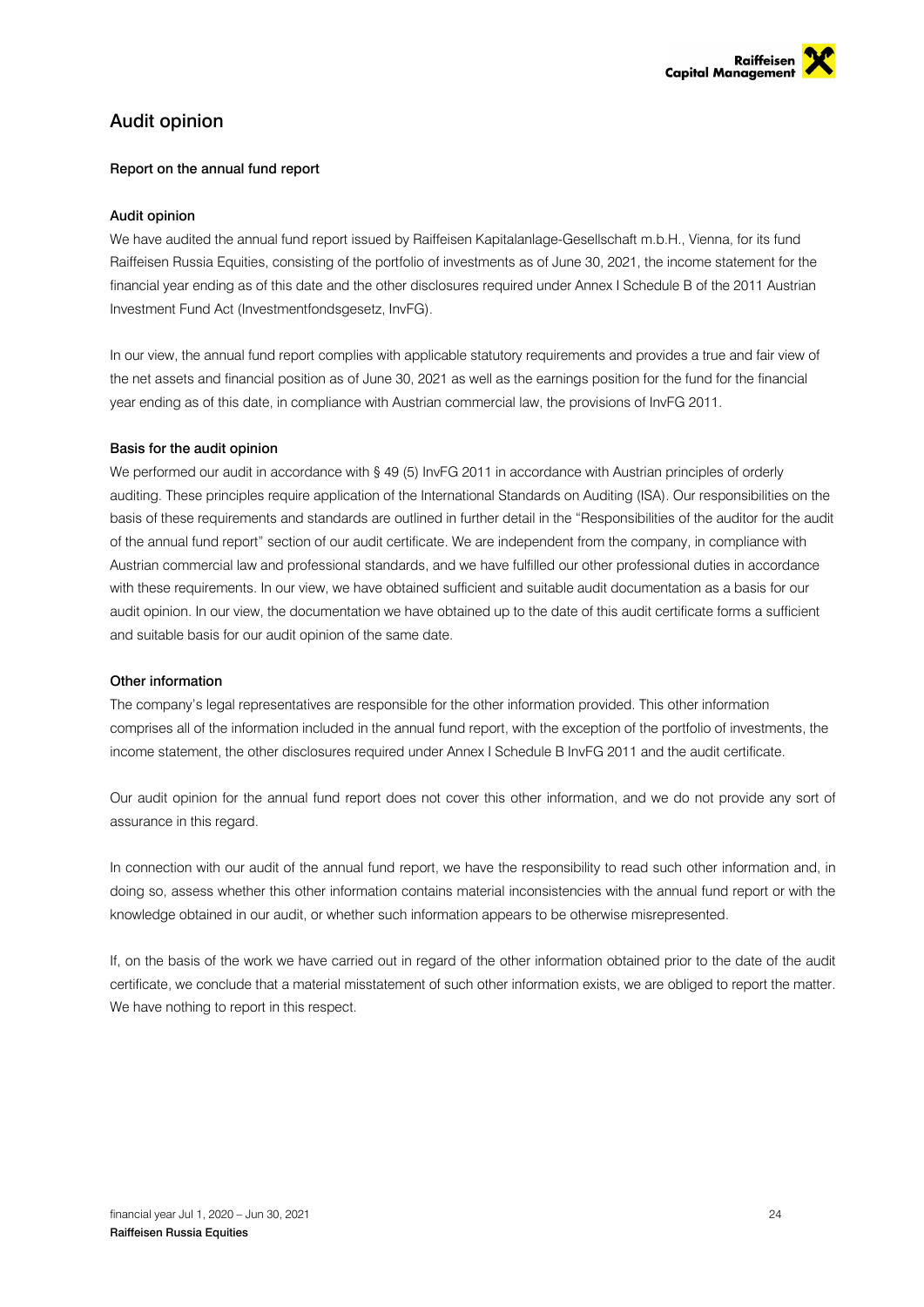# Audit opinion

### Report on the annual fund report

#### Audit opinion

We have audited the annual fund report issued by Raiffeisen Kapitalanlage-Gesellschaft m.b.H., Vienna, for its fund Raiffeisen Russia Equities, consisting of the portfolio of investments as of June 30, 2021, the income statement for the financial year ending as of this date and the other disclosures required under Annex I Schedule B of the 2011 Austrian Investment Fund Act (Investmentfondsgesetz, InvFG).

In our view, the annual fund report complies with applicable statutory requirements and provides a true and fair view of the net assets and financial position as of June 30, 2021 as well as the earnings position for the fund for the financial year ending as of this date, in compliance with Austrian commercial law, the provisions of InvFG 2011.

#### Basis for the audit opinion

We performed our audit in accordance with § 49 (5) InvFG 2011 in accordance with Austrian principles of orderly auditing. These principles require application of the International Standards on Auditing (ISA). Our responsibilities on the basis of these requirements and standards are outlined in further detail in the "Responsibilities of the auditor for the audit of the annual fund report" section of our audit certificate. We are independent from the company, in compliance with Austrian commercial law and professional standards, and we have fulfilled our other professional duties in accordance with these requirements. In our view, we have obtained sufficient and suitable audit documentation as a basis for our audit opinion. In our view, the documentation we have obtained up to the date of this audit certificate forms a sufficient and suitable basis for our audit opinion of the same date.

#### Other information

The company's legal representatives are responsible for the other information provided. This other information comprises all of the information included in the annual fund report, with the exception of the portfolio of investments, the income statement, the other disclosures required under Annex I Schedule B InvFG 2011 and the audit certificate.

Our audit opinion for the annual fund report does not cover this other information, and we do not provide any sort of assurance in this regard.

In connection with our audit of the annual fund report, we have the responsibility to read such other information and, in doing so, assess whether this other information contains material inconsistencies with the annual fund report or with the knowledge obtained in our audit, or whether such information appears to be otherwise misrepresented.

If, on the basis of the work we have carried out in regard of the other information obtained prior to the date of the audit certificate, we conclude that a material misstatement of such other information exists, we are obliged to report the matter. We have nothing to report in this respect.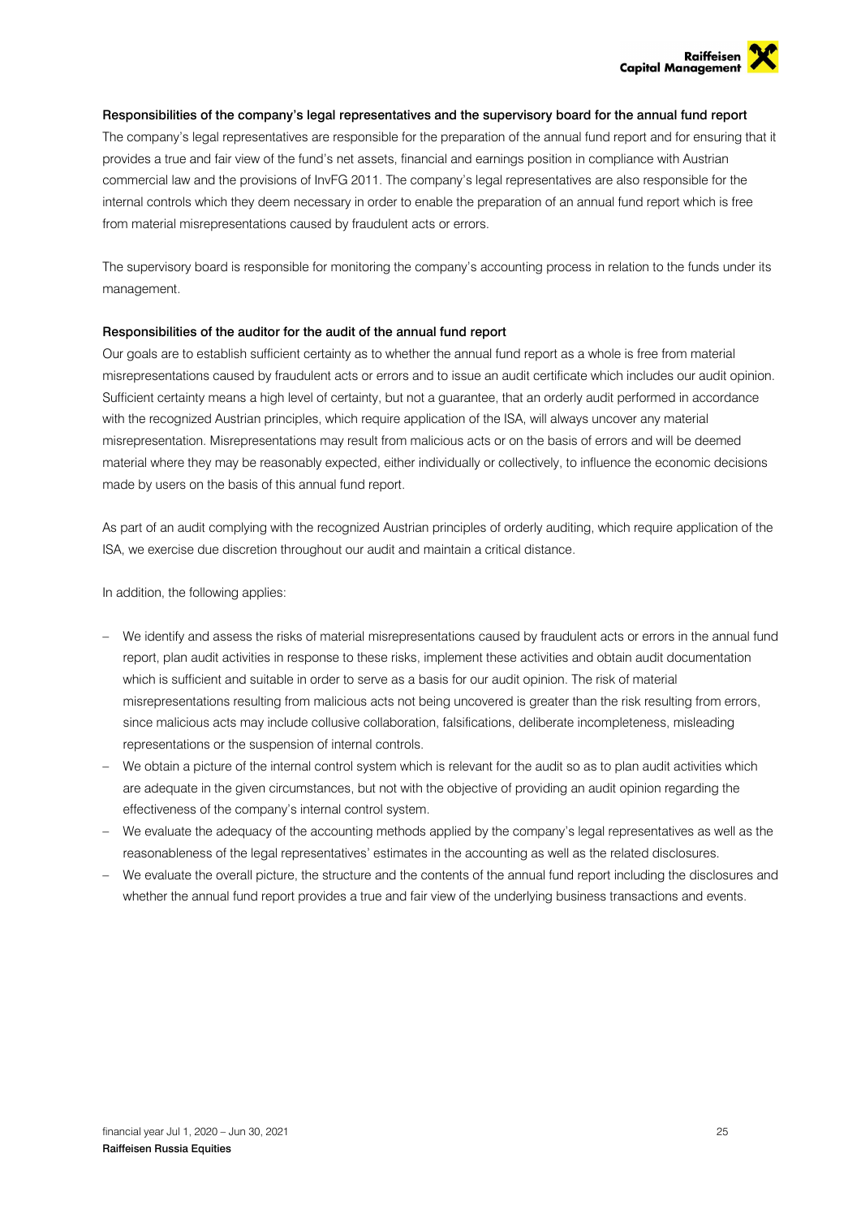#### Responsibilities of the company's legal representatives and the supervisory board for the annual fund report

The company's legal representatives are responsible for the preparation of the annual fund report and for ensuring that it provides a true and fair view of the fund's net assets, financial and earnings position in compliance with Austrian commercial law and the provisions of InvFG 2011. The company's legal representatives are also responsible for the internal controls which they deem necessary in order to enable the preparation of an annual fund report which is free from material misrepresentations caused by fraudulent acts or errors.

The supervisory board is responsible for monitoring the company's accounting process in relation to the funds under its management.

#### Responsibilities of the auditor for the audit of the annual fund report

Our goals are to establish sufficient certainty as to whether the annual fund report as a whole is free from material misrepresentations caused by fraudulent acts or errors and to issue an audit certificate which includes our audit opinion. Sufficient certainty means a high level of certainty, but not a guarantee, that an orderly audit performed in accordance with the recognized Austrian principles, which require application of the ISA, will always uncover any material misrepresentation. Misrepresentations may result from malicious acts or on the basis of errors and will be deemed material where they may be reasonably expected, either individually or collectively, to influence the economic decisions made by users on the basis of this annual fund report.

As part of an audit complying with the recognized Austrian principles of orderly auditing, which require application of the ISA, we exercise due discretion throughout our audit and maintain a critical distance.

In addition, the following applies:

- We identify and assess the risks of material misrepresentations caused by fraudulent acts or errors in the annual fund report, plan audit activities in response to these risks, implement these activities and obtain audit documentation which is sufficient and suitable in order to serve as a basis for our audit opinion. The risk of material misrepresentations resulting from malicious acts not being uncovered is greater than the risk resulting from errors, since malicious acts may include collusive collaboration, falsifications, deliberate incompleteness, misleading representations or the suspension of internal controls.
- We obtain a picture of the internal control system which is relevant for the audit so as to plan audit activities which are adequate in the given circumstances, but not with the objective of providing an audit opinion regarding the effectiveness of the company's internal control system.
- We evaluate the adequacy of the accounting methods applied by the company's legal representatives as well as the reasonableness of the legal representatives' estimates in the accounting as well as the related disclosures.
- We evaluate the overall picture, the structure and the contents of the annual fund report including the disclosures and whether the annual fund report provides a true and fair view of the underlying business transactions and events.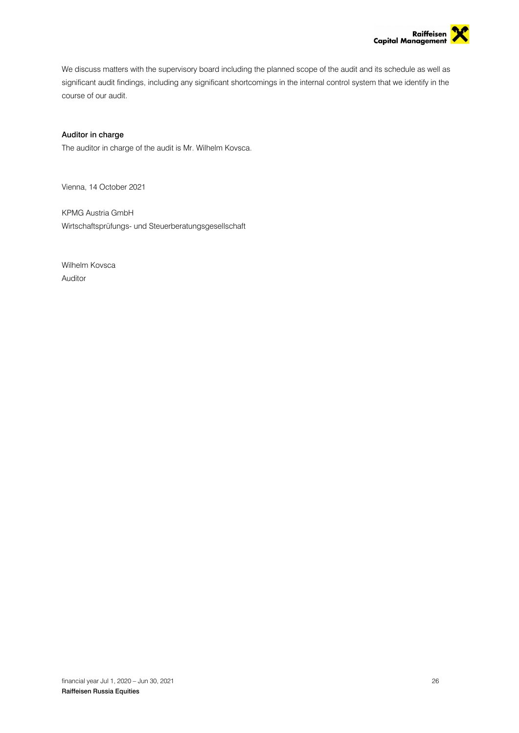We discuss matters with the supervisory board including the planned scope of the audit and its schedule as well as significant audit findings, including any significant shortcomings in the internal control system that we identify in the course of our audit.

**Auditor in charge**

The auditor in charge of the audit is Mr. Wilhelm Kovsca.

Vienna, 14 October 2021

KPMG Austria GmbH
Wirtschaftsprüfungs- und Steuerberatungsgesellschaft

Wilhelm Kovsca
Auditor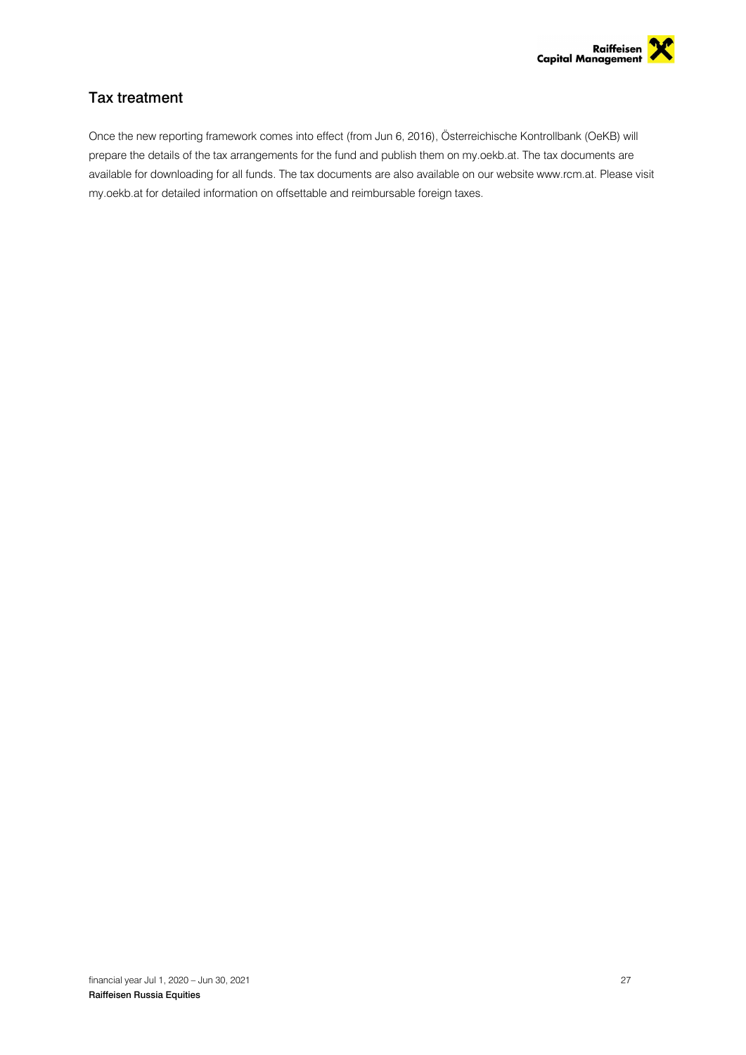## Tax treatment

Once the new reporting framework comes into effect (from Jun 6, 2016), Österreichische Kontrollbank (OeKB) will prepare the details of the tax arrangements for the fund and publish them on my.oekb.at. The tax documents are available for downloading for all funds. The tax documents are also available on our website www.rcm.at. Please visit my.oekb.at for detailed information on offsettable and reimbursable foreign taxes.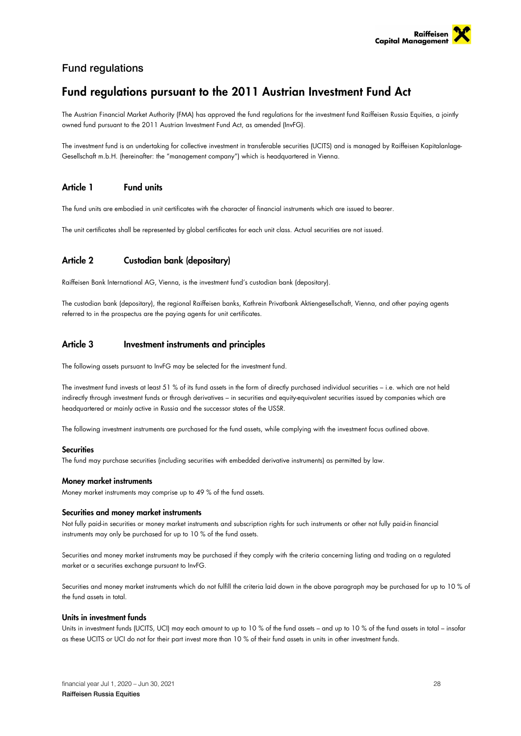## Fund regulations

# Fund regulations pursuant to the 2011 Austrian Investment Fund Act

The Austrian Financial Market Authority (FMA) has approved the fund regulations for the investment fund Raiffeisen Russia Equities, a jointly owned fund pursuant to the 2011 Austrian Investment Fund Act, as amended (InvFG).

The investment fund is an undertaking for collective investment in transferable securities (UCITS) and is managed by Raiffeisen Kapitalanlage-Gesellschaft m.b.H. (hereinafter: the "management company") which is headquartered in Vienna.

### Article 1 Fund units

The fund units are embodied in unit certificates with the character of financial instruments which are issued to bearer.

The unit certificates shall be represented by global certificates for each unit class. Actual securities are not issued.

### Article 2 Custodian bank (depositary)

Raiffeisen Bank International AG, Vienna, is the investment fund's custodian bank (depositary).

The custodian bank (depositary), the regional Raiffeisen banks, Kathrein Privatbank Aktiengesellschaft, Vienna, and other paying agents referred to in the prospectus are the paying agents for unit certificates.

### Article 3 Investment instruments and principles

The following assets pursuant to InvFG may be selected for the investment fund.

The investment fund invests at least 51 % of its fund assets in the form of directly purchased individual securities – i.e. which are not held indirectly through investment funds or through derivatives – in securities and equity-equivalent securities issued by companies which are headquartered or mainly active in Russia and the successor states of the USSR.

The following investment instruments are purchased for the fund assets, while complying with the investment focus outlined above.

**Securities**

The fund may purchase securities (including securities with embedded derivative instruments) as permitted by law.

**Money market instruments**

Money market instruments may comprise up to 49 % of the fund assets.

**Securities and money market instruments**

Not fully paid-in securities or money market instruments and subscription rights for such instruments or other not fully paid-in financial instruments may only be purchased for up to 10 % of the fund assets.

Securities and money market instruments may be purchased if they comply with the criteria concerning listing and trading on a regulated market or a securities exchange pursuant to InvFG.

Securities and money market instruments which do not fulfill the criteria laid down in the above paragraph may be purchased for up to 10 % of the fund assets in total.

**Units in investment funds**

Units in investment funds (UCITS, UCI) may each amount to up to 10 % of the fund assets – and up to 10 % of the fund assets in total – insofar as these UCITS or UCI do not for their part invest more than 10 % of their fund assets in units in other investment funds.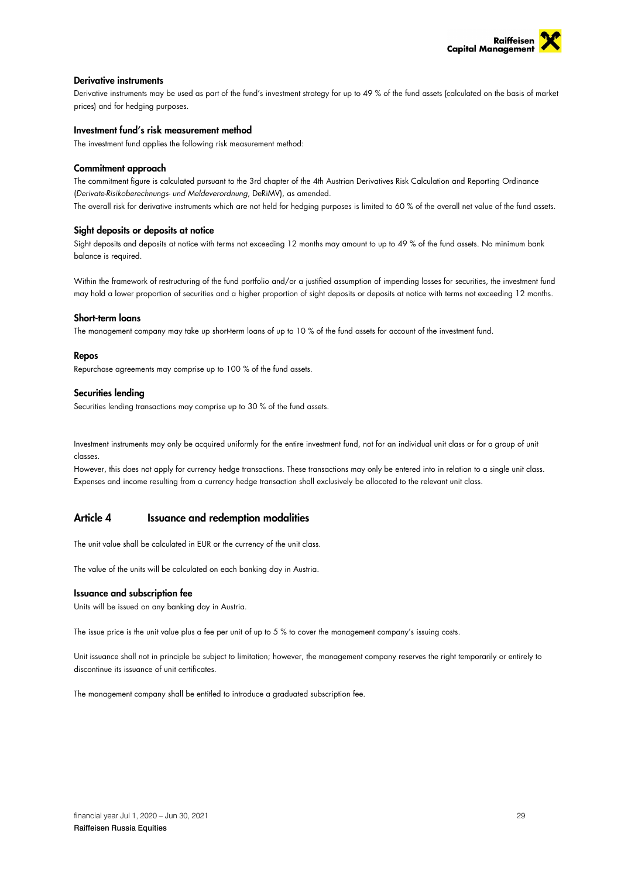### Derivative instruments

Derivative instruments may be used as part of the fund's investment strategy for up to 49 % of the fund assets (calculated on the basis of market prices) and for hedging purposes.

### Investment fund's risk measurement method

The investment fund applies the following risk measurement method:

### Commitment approach

The commitment figure is calculated pursuant to the 3rd chapter of the 4th Austrian Derivatives Risk Calculation and Reporting Ordinance (*Derivate-Risikoberechnungs- und Meldeverordnung*, DeRiMV), as amended.

The overall risk for derivative instruments which are not held for hedging purposes is limited to 60 % of the overall net value of the fund assets.

### Sight deposits or deposits at notice

Sight deposits and deposits at notice with terms not exceeding 12 months may amount to up to 49 % of the fund assets. No minimum bank balance is required.

Within the framework of restructuring of the fund portfolio and/or a justified assumption of impending losses for securities, the investment fund may hold a lower proportion of securities and a higher proportion of sight deposits or deposits at notice with terms not exceeding 12 months.

### Short-term loans

The management company may take up short-term loans of up to 10 % of the fund assets for account of the investment fund.

### Repos

Repurchase agreements may comprise up to 100 % of the fund assets.

### Securities lending

Securities lending transactions may comprise up to 30 % of the fund assets.

Investment instruments may only be acquired uniformly for the entire investment fund, not for an individual unit class or for a group of unit classes.

However, this does not apply for currency hedge transactions. These transactions may only be entered into in relation to a single unit class. Expenses and income resulting from a currency hedge transaction shall exclusively be allocated to the relevant unit class.

## Article 4 Issuance and redemption modalities

The unit value shall be calculated in EUR or the currency of the unit class.

The value of the units will be calculated on each banking day in Austria.

### Issuance and subscription fee

Units will be issued on any banking day in Austria.

The issue price is the unit value plus a fee per unit of up to 5 % to cover the management company's issuing costs.

Unit issuance shall not in principle be subject to limitation; however, the management company reserves the right temporarily or entirely to discontinue its issuance of unit certificates.

The management company shall be entitled to introduce a graduated subscription fee.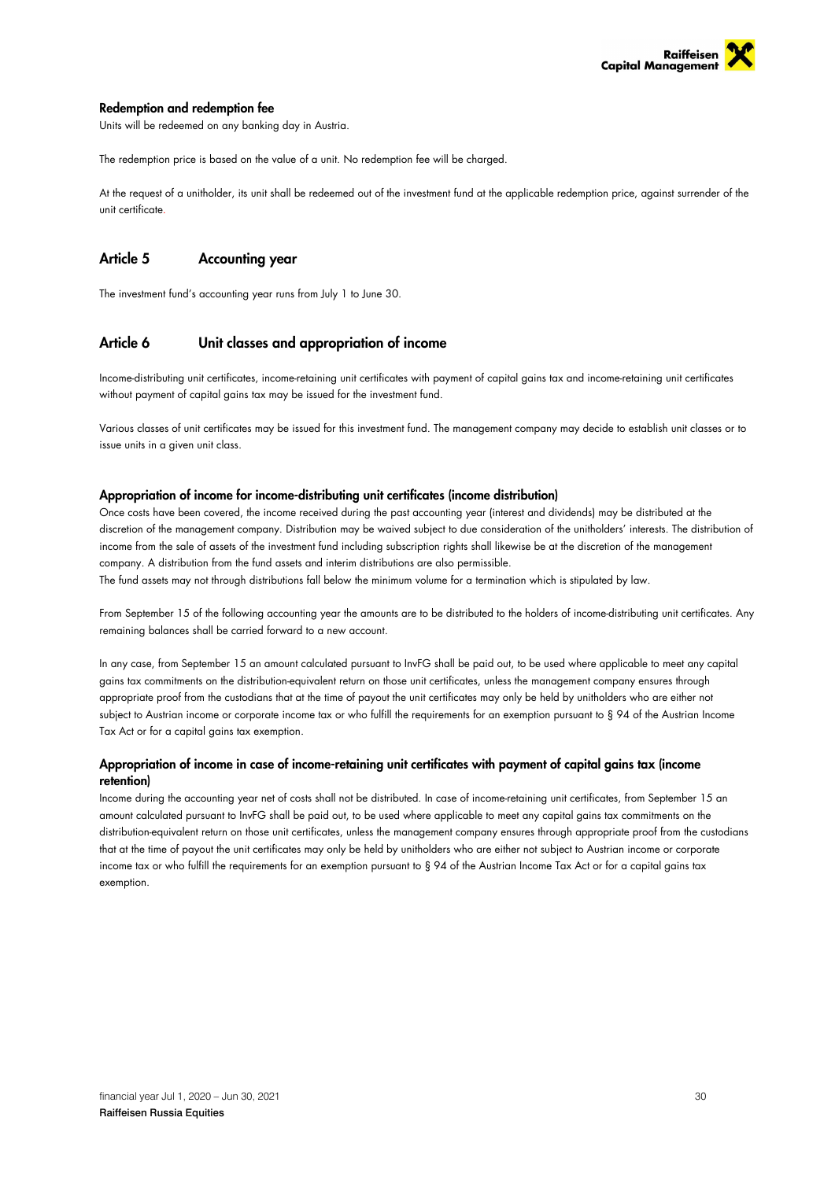### Redemption and redemption fee

Units will be redeemed on any banking day in Austria.

The redemption price is based on the value of a unit. No redemption fee will be charged.

At the request of a unitholder, its unit shall be redeemed out of the investment fund at the applicable redemption price, against surrender of the unit certificate.

## Article 5 Accounting year

The investment fund's accounting year runs from July 1 to June 30.

## Article 6 Unit classes and appropriation of income

Income-distributing unit certificates, income-retaining unit certificates with payment of capital gains tax and income-retaining unit certificates without payment of capital gains tax may be issued for the investment fund.

Various classes of unit certificates may be issued for this investment fund. The management company may decide to establish unit classes or to issue units in a given unit class.

### Appropriation of income for income-distributing unit certificates (income distribution)

Once costs have been covered, the income received during the past accounting year (interest and dividends) may be distributed at the discretion of the management company. Distribution may be waived subject to due consideration of the unitholders' interests. The distribution of income from the sale of assets of the investment fund including subscription rights shall likewise be at the discretion of the management company. A distribution from the fund assets and interim distributions are also permissible.
The fund assets may not through distributions fall below the minimum volume for a termination which is stipulated by law.

From September 15 of the following accounting year the amounts are to be distributed to the holders of income-distributing unit certificates. Any remaining balances shall be carried forward to a new account.

In any case, from September 15 an amount calculated pursuant to InvFG shall be paid out, to be used where applicable to meet any capital gains tax commitments on the distribution-equivalent return on those unit certificates, unless the management company ensures through appropriate proof from the custodians that at the time of payout the unit certificates may only be held by unitholders who are either not subject to Austrian income or corporate income tax or who fulfill the requirements for an exemption pursuant to § 94 of the Austrian Income Tax Act or for a capital gains tax exemption.

### Appropriation of income in case of income-retaining unit certificates with payment of capital gains tax (income retention)

Income during the accounting year net of costs shall not be distributed. In case of income-retaining unit certificates, from September 15 an amount calculated pursuant to InvFG shall be paid out, to be used where applicable to meet any capital gains tax commitments on the distribution-equivalent return on those unit certificates, unless the management company ensures through appropriate proof from the custodians that at the time of payout the unit certificates may only be held by unitholders who are either not subject to Austrian income or corporate income tax or who fulfill the requirements for an exemption pursuant to § 94 of the Austrian Income Tax Act or for a capital gains tax exemption.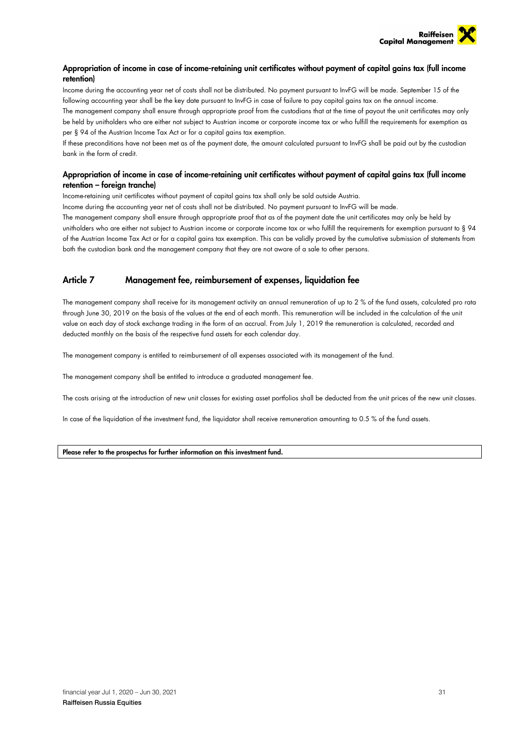**Appropriation of income in case of income-retaining unit certificates without payment of capital gains tax (full income retention)**

Income during the accounting year net of costs shall not be distributed. No payment pursuant to InvFG will be made. September 15 of the following accounting year shall be the key date pursuant to InvFG in case of failure to pay capital gains tax on the annual income.

The management company shall ensure through appropriate proof from the custodians that at the time of payout the unit certificates may only be held by unitholders who are either not subject to Austrian income or corporate income tax or who fulfill the requirements for exemption as per § 94 of the Austrian Income Tax Act or for a capital gains tax exemption.

If these preconditions have not been met as of the payment date, the amount calculated pursuant to InvFG shall be paid out by the custodian bank in the form of credit.

**Appropriation of income in case of income-retaining unit certificates without payment of capital gains tax (full income retention – foreign tranche)**

Income-retaining unit certificates without payment of capital gains tax shall only be sold outside Austria.

Income during the accounting year net of costs shall not be distributed. No payment pursuant to InvFG will be made.

The management company shall ensure through appropriate proof that as of the payment date the unit certificates may only be held by unitholders who are either not subject to Austrian income or corporate income tax or who fulfill the requirements for exemption pursuant to § 94 of the Austrian Income Tax Act or for a capital gains tax exemption. This can be validly proved by the cumulative submission of statements from both the custodian bank and the management company that they are not aware of a sale to other persons.

## Article 7 Management fee, reimbursement of expenses, liquidation fee

The management company shall receive for its management activity an annual remuneration of up to 2 % of the fund assets, calculated pro rata through June 30, 2019 on the basis of the values at the end of each month. This remuneration will be included in the calculation of the unit value on each day of stock exchange trading in the form of an accrual. From July 1, 2019 the remuneration is calculated, recorded and deducted monthly on the basis of the respective fund assets for each calendar day.

The management company is entitled to reimbursement of all expenses associated with its management of the fund.

The management company shall be entitled to introduce a graduated management fee.

The costs arising at the introduction of new unit classes for existing asset portfolios shall be deducted from the unit prices of the new unit classes.

In case of the liquidation of the investment fund, the liquidator shall receive remuneration amounting to 0.5 % of the fund assets.

**Please refer to the prospectus for further information on this investment fund.**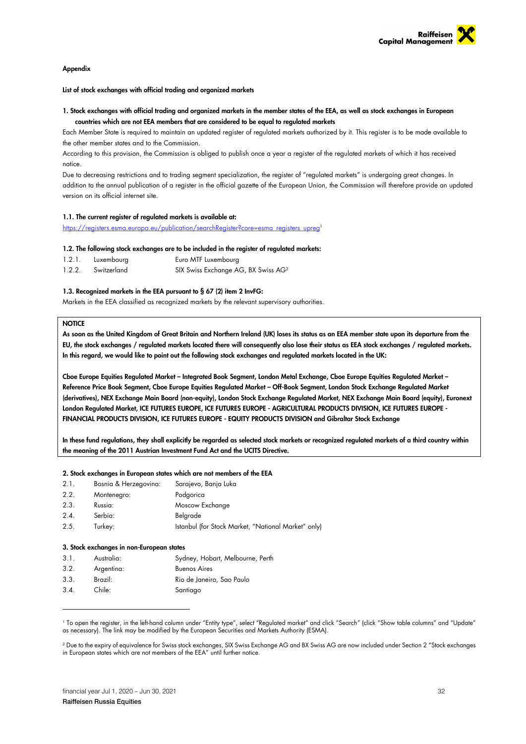**Appendix**

**List of stock exchanges with official trading and organized markets**

**1. Stock exchanges with official trading and organized markets in the member states of the EEA, as well as stock exchanges in European countries which are not EEA members that are considered to be equal to regulated markets**

Each Member State is required to maintain an updated register of regulated markets authorized by it. This register is to be made available to the other member states and to the Commission.

According to this provision, the Commission is obliged to publish once a year a register of the regulated markets of which it has received notice.

Due to decreasing restrictions and to trading segment specialization, the register of "regulated markets" is undergoing great changes. In addition to the annual publication of a register in the official gazette of the European Union, the Commission will therefore provide an updated version on its official internet site.

**1.1. The current register of regulated markets is available at:**

https://registers.esma.europa.eu/publication/searchRegister?core=esma_registers_upreg[1]

**1.2. The following stock exchanges are to be included in the register of regulated markets:**

| | | |
|---|---|---|
| 1.2.1. | Luxembourg | Euro MTF Luxembourg |
| 1.2.2. | Switzerland | SIX Swiss Exchange AG, BX Swiss AG[2] |

**1.3. Recognized markets in the EEA pursuant to § 67 (2) item 2 InvFG:**

Markets in the EEA classified as recognized markets by the relevant supervisory authorities.

**NOTICE**

**As soon as the United Kingdom of Great Britain and Northern Ireland (UK) loses its status as an EEA member state upon its departure from the EU, the stock exchanges / regulated markets located there will consequently also lose their status as EEA stock exchanges / regulated markets. In this regard, we would like to point out the following stock exchanges and regulated markets located in the UK:**

**Cboe Europe Equities Regulated Market – Integrated Book Segment, London Metal Exchange, Cboe Europe Equities Regulated Market – Reference Price Book Segment, Cboe Europe Equities Regulated Market – Off-Book Segment, London Stock Exchange Regulated Market (derivatives), NEX Exchange Main Board (non-equity), London Stock Exchange Regulated Market, NEX Exchange Main Board (equity), Euronext London Regulated Market, ICE FUTURES EUROPE, ICE FUTURES EUROPE - AGRICULTURAL PRODUCTS DIVISION, ICE FUTURES EUROPE - FINANCIAL PRODUCTS DIVISION, ICE FUTURES EUROPE - EQUITY PRODUCTS DIVISION and Gibraltar Stock Exchange**

**In these fund regulations, they shall explicitly be regarded as selected stock markets or recognized regulated markets of a third country within the meaning of the 2011 Austrian Investment Fund Act and the UCITS Directive.**

**2. Stock exchanges in European states which are not members of the EEA**

| | | |
|---|---|---|
| 2.1. | Bosnia & Herzegovina: | Sarajevo, Banja Luka |
| 2.2. | Montenegro: | Podgorica |
| 2.3. | Russia: | Moscow Exchange |
| 2.4. | Serbia: | Belgrade |
| 2.5. | Turkey: | Istanbul (for Stock Market, "National Market" only) |

**3. Stock exchanges in non-European states**

| | | |
|---|---|---|
| 3.1. | Australia: | Sydney, Hobart, Melbourne, Perth |
| 3.2. | Argentina: | Buenos Aires |
| 3.3. | Brazil: | Rio de Janeiro, Sao Paulo |
| 3.4. | Chile: | Santiago |

[1] To open the register, in the left-hand column under "Entity type", select "Regulated market" and click "Search" (click "Show table columns" and "Update" as necessary). The link may be modified by the European Securities and Markets Authority (ESMA).

[2] Due to the expiry of equivalence for Swiss stock exchanges, SIX Swiss Exchange AG and BX Swiss AG are now included under Section 2 "Stock exchanges in European states which are not members of the EEA" until further notice.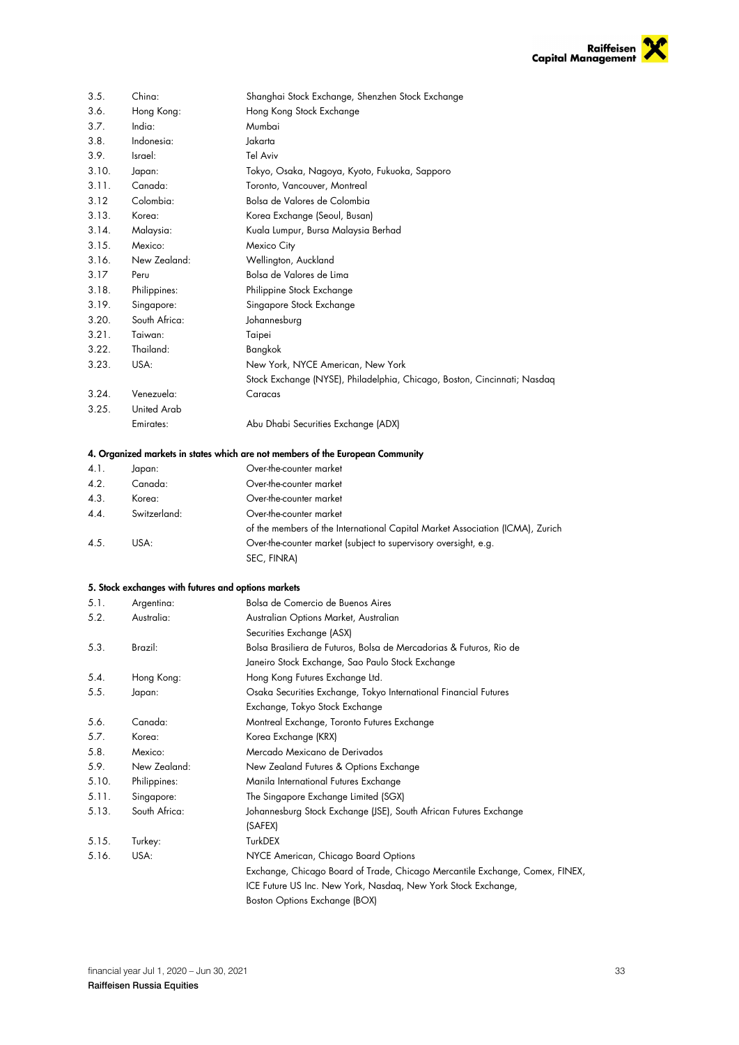| | | |
|---|---|---|
| 3.5. | China: | Shanghai Stock Exchange, Shenzhen Stock Exchange |
| 3.6. | Hong Kong: | Hong Kong Stock Exchange |
| 3.7. | India: | Mumbai |
| 3.8. | Indonesia: | Jakarta |
| 3.9. | Israel: | Tel Aviv |
| 3.10. | Japan: | Tokyo, Osaka, Nagoya, Kyoto, Fukuoka, Sapporo |
| 3.11. | Canada: | Toronto, Vancouver, Montreal |
| 3.12 | Colombia: | Bolsa de Valores de Colombia |
| 3.13. | Korea: | Korea Exchange (Seoul, Busan) |
| 3.14. | Malaysia: | Kuala Lumpur, Bursa Malaysia Berhad |
| 3.15. | Mexico: | Mexico City |
| 3.16. | New Zealand: | Wellington, Auckland |
| 3.17 | Peru | Bolsa de Valores de Lima |
| 3.18. | Philippines: | Philippine Stock Exchange |
| 3.19. | Singapore: | Singapore Stock Exchange |
| 3.20. | South Africa: | Johannesburg |
| 3.21. | Taiwan: | Taipei |
| 3.22. | Thailand: | Bangkok |
| 3.23. | USA: | New York, NYCE American, New York Stock Exchange (NYSE), Philadelphia, Chicago, Boston, Cincinnati; Nasdaq |
| 3.24. | Venezuela: | Caracas |
| 3.25. | United Arab Emirates: | Abu Dhabi Securities Exchange (ADX) |

**4. Organized markets in states which are not members of the European Community**

| | | |
|---|---|---|
| 4.1. | Japan: | Over-the-counter market |
| 4.2. | Canada: | Over-the-counter market |
| 4.3. | Korea: | Over-the-counter market |
| 4.4. | Switzerland: | Over-the-counter market of the members of the International Capital Market Association (ICMA), Zurich |
| 4.5. | USA: | Over-the-counter market (subject to supervisory oversight, e.g. SEC, FINRA) |

**5. Stock exchanges with futures and options markets**

| | | |
|---|---|---|
| 5.1. | Argentina: | Bolsa de Comercio de Buenos Aires |
| 5.2. | Australia: | Australian Options Market, Australian Securities Exchange (ASX) |
| 5.3. | Brazil: | Bolsa Brasiliera de Futuros, Bolsa de Mercadorias & Futuros, Rio de Janeiro Stock Exchange, Sao Paulo Stock Exchange |
| 5.4. | Hong Kong: | Hong Kong Futures Exchange Ltd. |
| 5.5. | Japan: | Osaka Securities Exchange, Tokyo International Financial Futures Exchange, Tokyo Stock Exchange |
| 5.6. | Canada: | Montreal Exchange, Toronto Futures Exchange |
| 5.7. | Korea: | Korea Exchange (KRX) |
| 5.8. | Mexico: | Mercado Mexicano de Derivados |
| 5.9. | New Zealand: | New Zealand Futures & Options Exchange |
| 5.10. | Philippines: | Manila International Futures Exchange |
| 5.11. | Singapore: | The Singapore Exchange Limited (SGX) |
| 5.13. | South Africa: | Johannesburg Stock Exchange (JSE), South African Futures Exchange (SAFEX) |
| 5.15. | Turkey: | TurkDEX |
| 5.16. | USA: | NYCE American, Chicago Board Options Exchange, Chicago Board of Trade, Chicago Mercantile Exchange, Comex, FINEX, ICE Future US Inc. New York, Nasdaq, New York Stock Exchange, Boston Options Exchange (BOX) |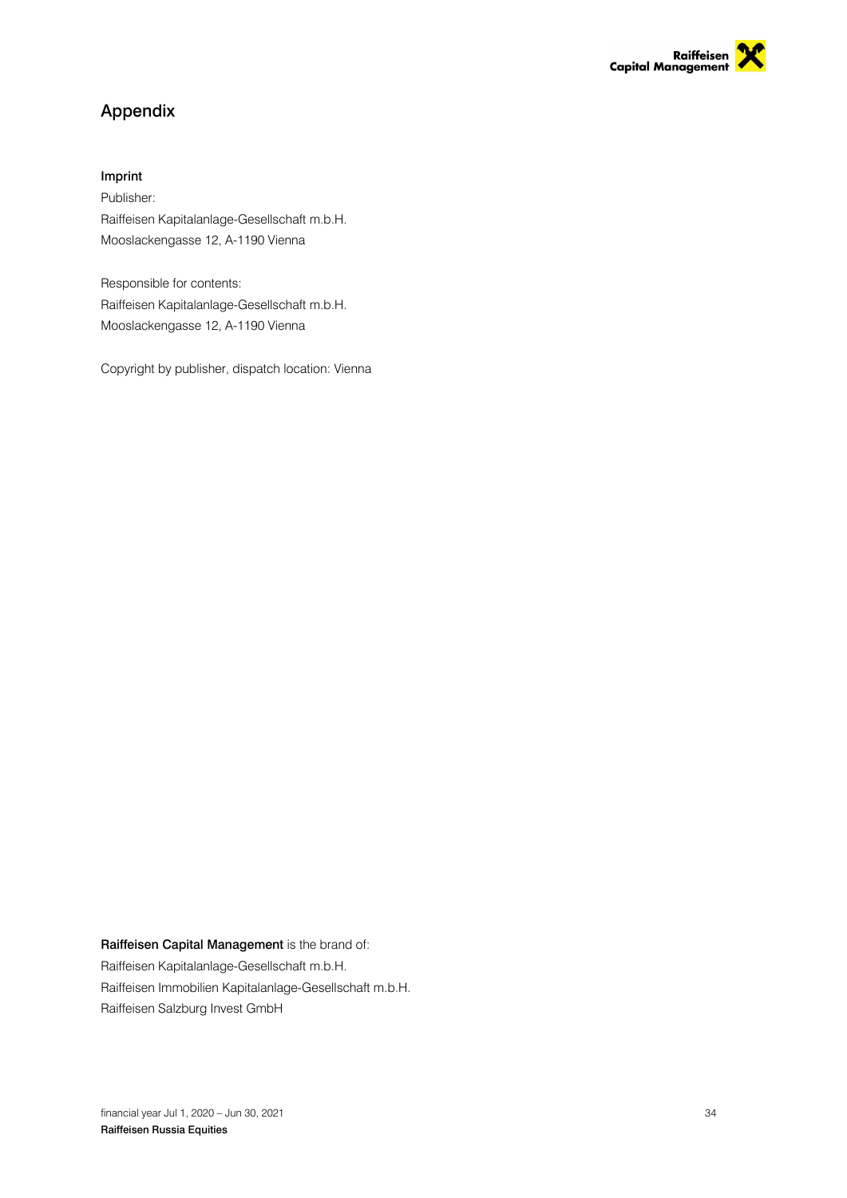## Appendix

**Imprint**

Publisher:
Raiffeisen Kapitalanlage-Gesellschaft m.b.H.
Mooslackengasse 12, A-1190 Vienna

Responsible for contents:
Raiffeisen Kapitalanlage-Gesellschaft m.b.H.
Mooslackengasse 12, A-1190 Vienna

Copyright by publisher, dispatch location: Vienna

**Raiffeisen Capital Management** is the brand of:
Raiffeisen Kapitalanlage-Gesellschaft m.b.H.
Raiffeisen Immobilien Kapitalanlage-Gesellschaft m.b.H.
Raiffeisen Salzburg Invest GmbH